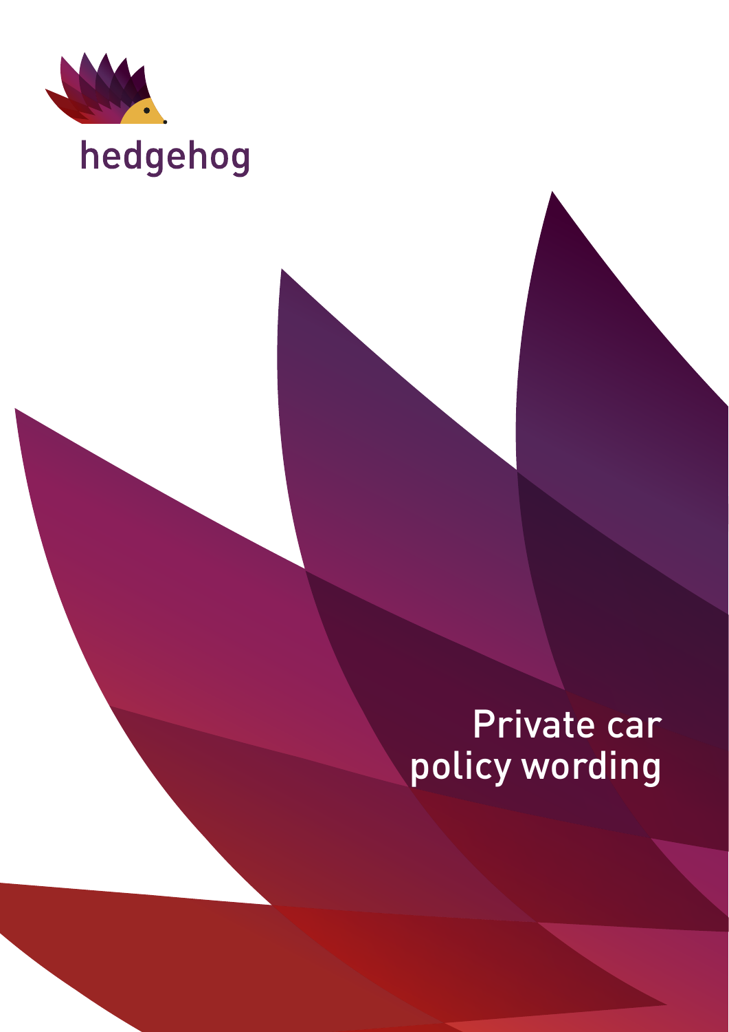hedgehog

# Private car policy wording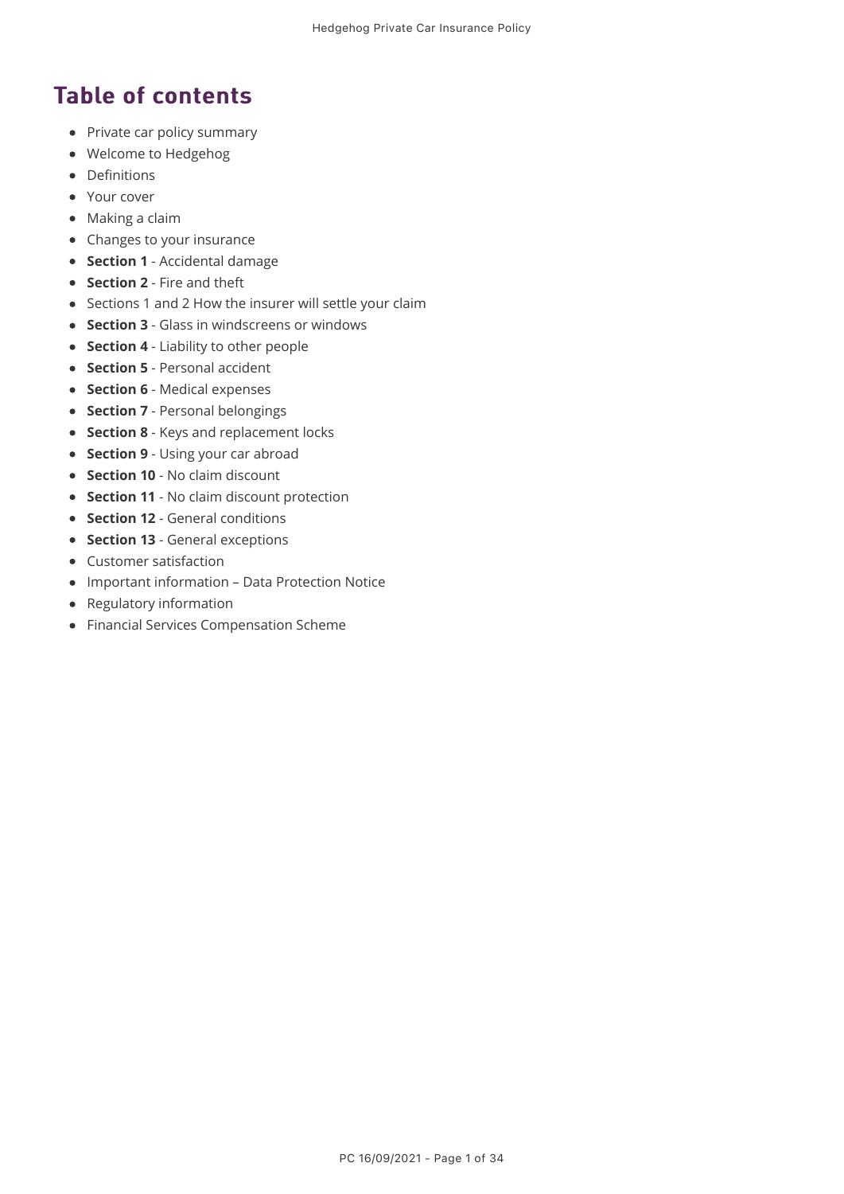## Table of contents

- Private car policy summary
- Welcome to Hedgehog
- Definitions
- Your cover
- Making a claim
- Changes to your insurance
- **Section 1** - Accidental damage
- **Section 2** - Fire and theft
- Sections 1 and 2 How the insurer will settle your claim
- **Section 3** - Glass in windscreens or windows
- **Section 4** - Liability to other people
- **Section 5** - Personal accident
- **Section 6** - Medical expenses
- **Section 7** - Personal belongings
- **Section 8** - Keys and replacement locks
- **Section 9** - Using your car abroad
- **Section 10** - No claim discount
- **Section 11** - No claim discount protection
- **Section 12** - General conditions
- **Section 13** - General exceptions
- Customer satisfaction
- Important information – Data Protection Notice
- Regulatory information
- Financial Services Compensation Scheme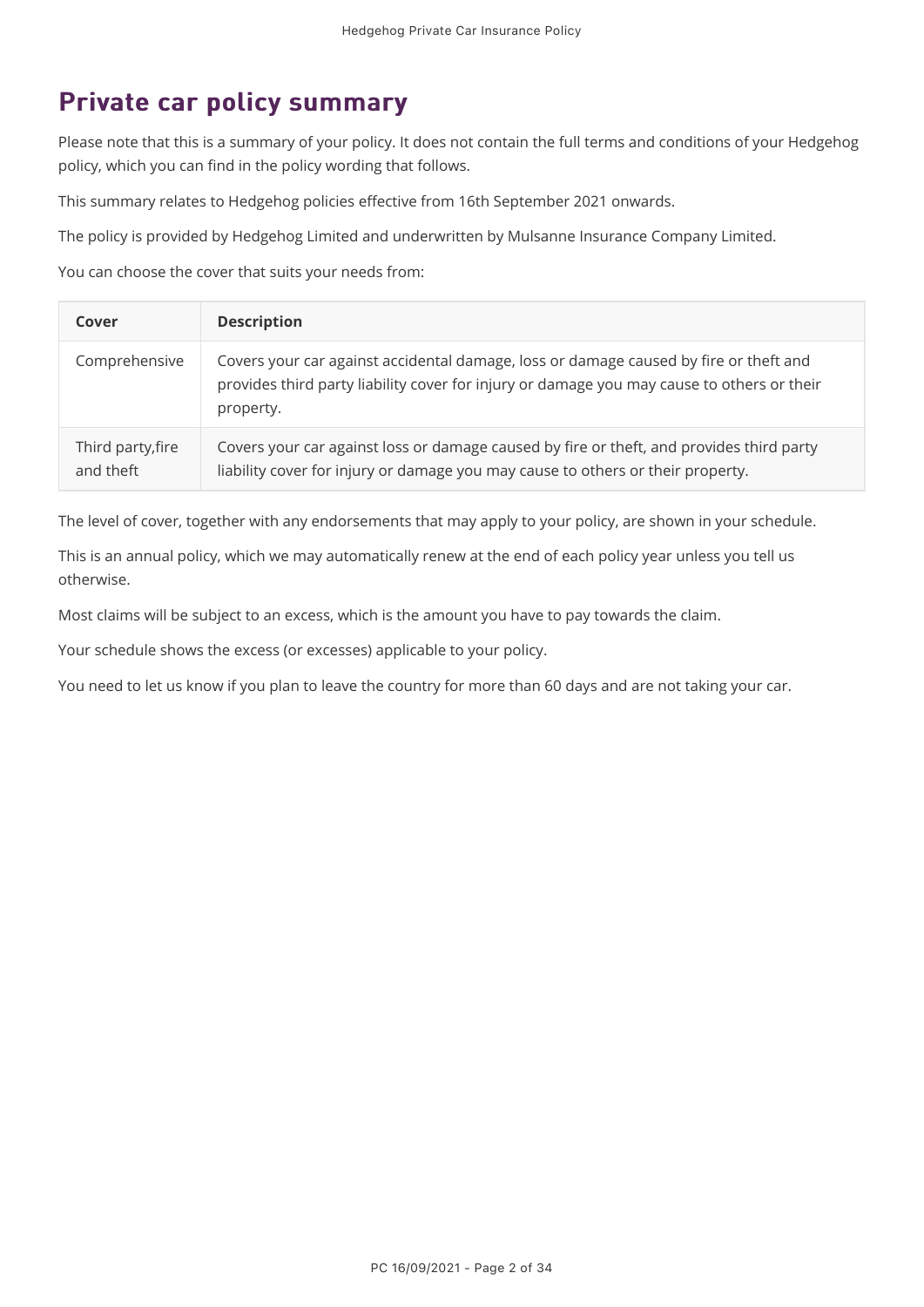# Private car policy summary

Please note that this is a summary of your policy. It does not contain the full terms and conditions of your Hedgehog policy, which you can find in the policy wording that follows.

This summary relates to Hedgehog policies effective from 16th September 2021 onwards.

The policy is provided by Hedgehog Limited and underwritten by Mulsanne Insurance Company Limited.

You can choose the cover that suits your needs from:

| Cover | Description |
| --- | --- |
| Comprehensive | Covers your car against accidental damage, loss or damage caused by fire or theft and provides third party liability cover for injury or damage you may cause to others or their property. |
| Third party,fire and theft | Covers your car against loss or damage caused by fire or theft, and provides third party liability cover for injury or damage you may cause to others or their property. |

The level of cover, together with any endorsements that may apply to your policy, are shown in your schedule.

This is an annual policy, which we may automatically renew at the end of each policy year unless you tell us otherwise.

Most claims will be subject to an excess, which is the amount you have to pay towards the claim.

Your schedule shows the excess (or excesses) applicable to your policy.

You need to let us know if you plan to leave the country for more than 60 days and are not taking your car.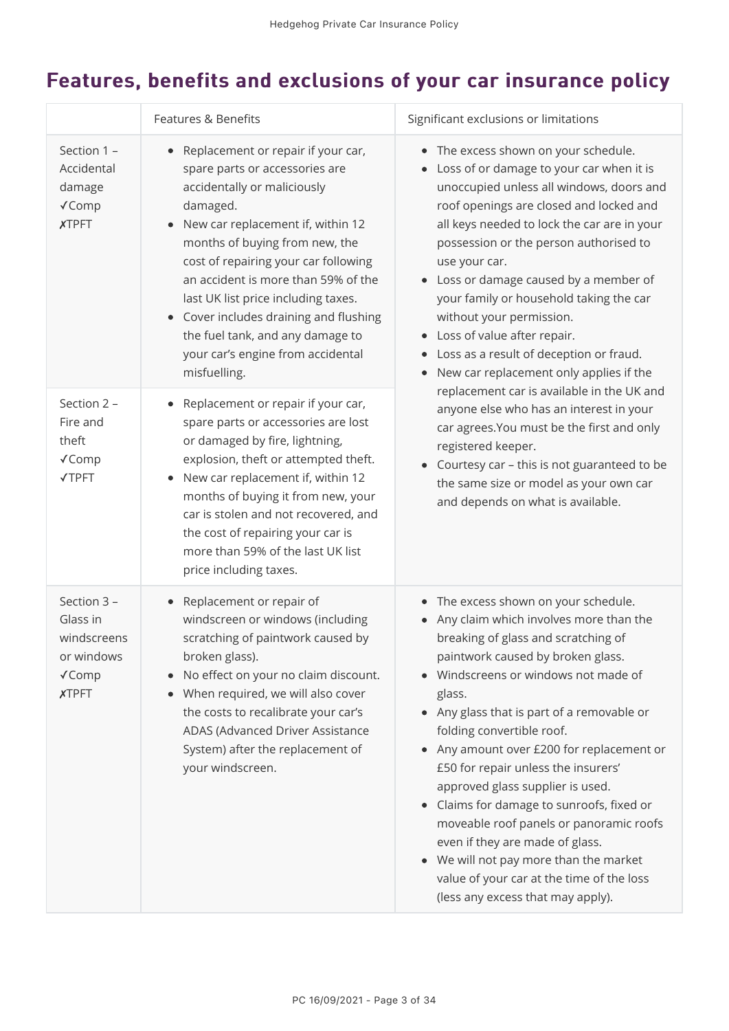## Features, benefits and exclusions of your car insurance policy

| | Features & Benefits | Significant exclusions or limitations |
|---|---|---|
| Section 1 – Accidental damage ✓Comp ✗TPFT | • Replacement or repair if your car, spare parts or accessories are accidentally or maliciously damaged.<br>• New car replacement if, within 12 months of buying from new, the cost of repairing your car following an accident is more than 59% of the last UK list price including taxes.<br>• Cover includes draining and flushing the fuel tank, and any damage to your car's engine from accidental misfuelling. | • The excess shown on your schedule.<br>• Loss of or damage to your car when it is unoccupied unless all windows, doors and roof openings are closed and locked and all keys needed to lock the car are in your possession or the person authorised to use your car.<br>• Loss or damage caused by a member of your family or household taking the car without your permission.<br>• Loss of value after repair.<br>• Loss as a result of deception or fraud.<br>• New car replacement only applies if the replacement car is available in the UK and anyone else who has an interest in your car agrees.You must be the first and only registered keeper.<br>• Courtesy car – this is not guaranteed to be the same size or model as your own car and depends on what is available. |
| Section 2 – Fire and theft ✓Comp ✓TPFT | • Replacement or repair if your car, spare parts or accessories are lost or damaged by fire, lightning, explosion, theft or attempted theft.<br>• New car replacement if, within 12 months of buying it from new, your car is stolen and not recovered, and the cost of repairing your car is more than 59% of the last UK list price including taxes. | |
| Section 3 – Glass in windscreens or windows ✓Comp ✗TPFT | • Replacement or repair of windscreen or windows (including scratching of paintwork caused by broken glass).<br>• No effect on your no claim discount.<br>• When required, we will also cover the costs to recalibrate your car's ADAS (Advanced Driver Assistance System) after the replacement of your windscreen. | • The excess shown on your schedule.<br>• Any claim which involves more than the breaking of glass and scratching of paintwork caused by broken glass.<br>• Windscreens or windows not made of glass.<br>• Any glass that is part of a removable or folding convertible roof.<br>• Any amount over £200 for replacement or £50 for repair unless the insurers' approved glass supplier is used.<br>• Claims for damage to sunroofs, fixed or moveable roof panels or panoramic roofs even if they are made of glass.<br>• We will not pay more than the market value of your car at the time of the loss (less any excess that may apply). |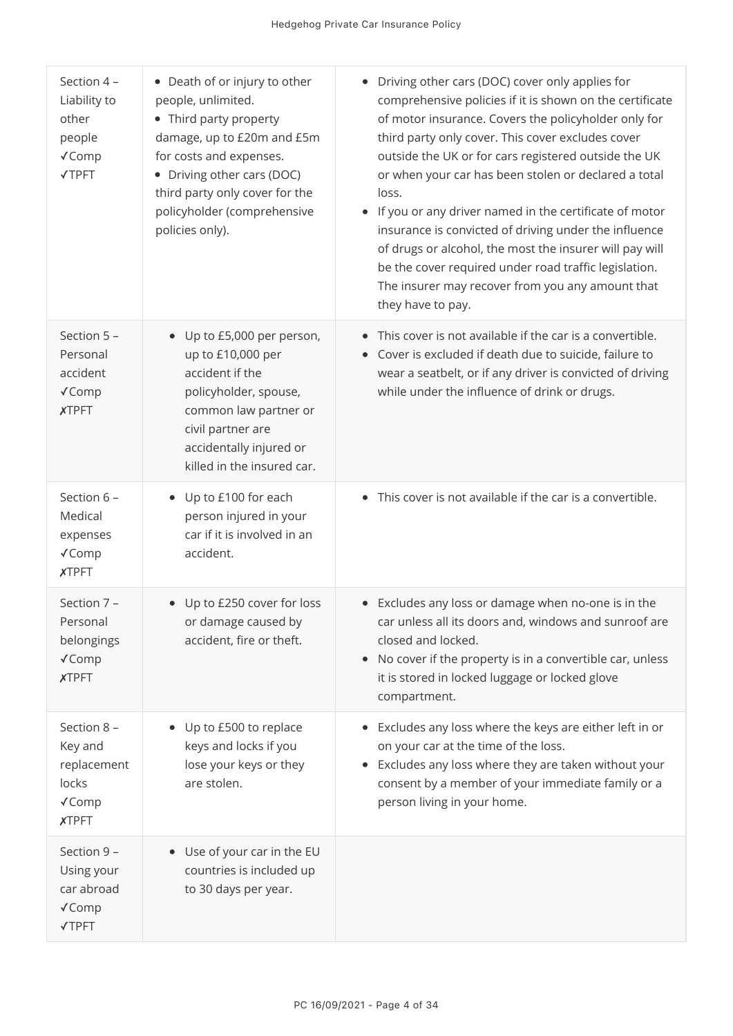| Section | Cover | Exclusions |
|---|---|---|
| Section 4 – Liability to other people ✓Comp ✓TPFT | • Death of or injury to other people, unlimited.<br>• Third party property damage, up to £20m and £5m for costs and expenses.<br>• Driving other cars (DOC) third party only cover for the policyholder (comprehensive policies only). | • Driving other cars (DOC) cover only applies for comprehensive policies if it is shown on the certificate of motor insurance. Covers the policyholder only for third party only cover. This cover excludes cover outside the UK or for cars registered outside the UK or when your car has been stolen or declared a total loss.<br>• If you or any driver named in the certificate of motor insurance is convicted of driving under the influence of drugs or alcohol, the most the insurer will pay will be the cover required under road traffic legislation. The insurer may recover from you any amount that they have to pay. |
| Section 5 – Personal accident ✓Comp ✗TPFT | • Up to £5,000 per person, up to £10,000 per accident if the policyholder, spouse, common law partner or civil partner are accidentally injured or killed in the insured car. | • This cover is not available if the car is a convertible.<br>• Cover is excluded if death due to suicide, failure to wear a seatbelt, or if any driver is convicted of driving while under the influence of drink or drugs. |
| Section 6 – Medical expenses ✓Comp ✗TPFT | • Up to £100 for each person injured in your car if it is involved in an accident. | • This cover is not available if the car is a convertible. |
| Section 7 – Personal belongings ✓Comp ✗TPFT | • Up to £250 cover for loss or damage caused by accident, fire or theft. | • Excludes any loss or damage when no-one is in the car unless all its doors and, windows and sunroof are closed and locked.<br>• No cover if the property is in a convertible car, unless it is stored in locked luggage or locked glove compartment. |
| Section 8 – Key and replacement locks ✓Comp ✗TPFT | • Up to £500 to replace keys and locks if you lose your keys or they are stolen. | • Excludes any loss where the keys are either left in or on your car at the time of the loss.<br>• Excludes any loss where they are taken without your consent by a member of your immediate family or a person living in your home. |
| Section 9 – Using your car abroad ✓Comp ✓TPFT | • Use of your car in the EU countries is included up to 30 days per year. | |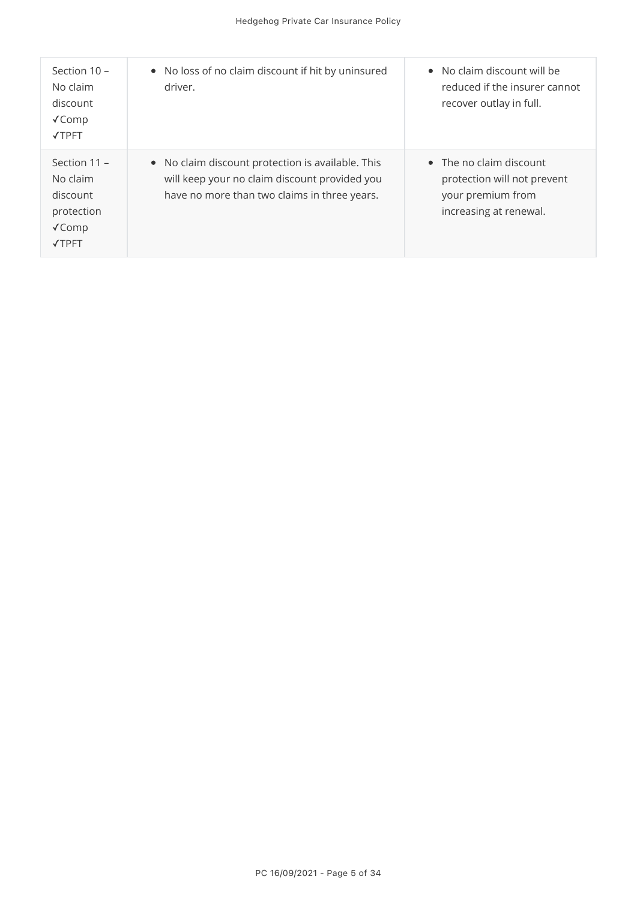| Section 10 – No claim discount ✓Comp ✓TPFT | • No loss of no claim discount if hit by uninsured driver. | • No claim discount will be reduced if the insurer cannot recover outlay in full. |
|---|---|---|
| Section 11 – No claim discount protection ✓Comp ✓TPFT | • No claim discount protection is available. This will keep your no claim discount provided you have no more than two claims in three years. | • The no claim discount protection will not prevent your premium from increasing at renewal. |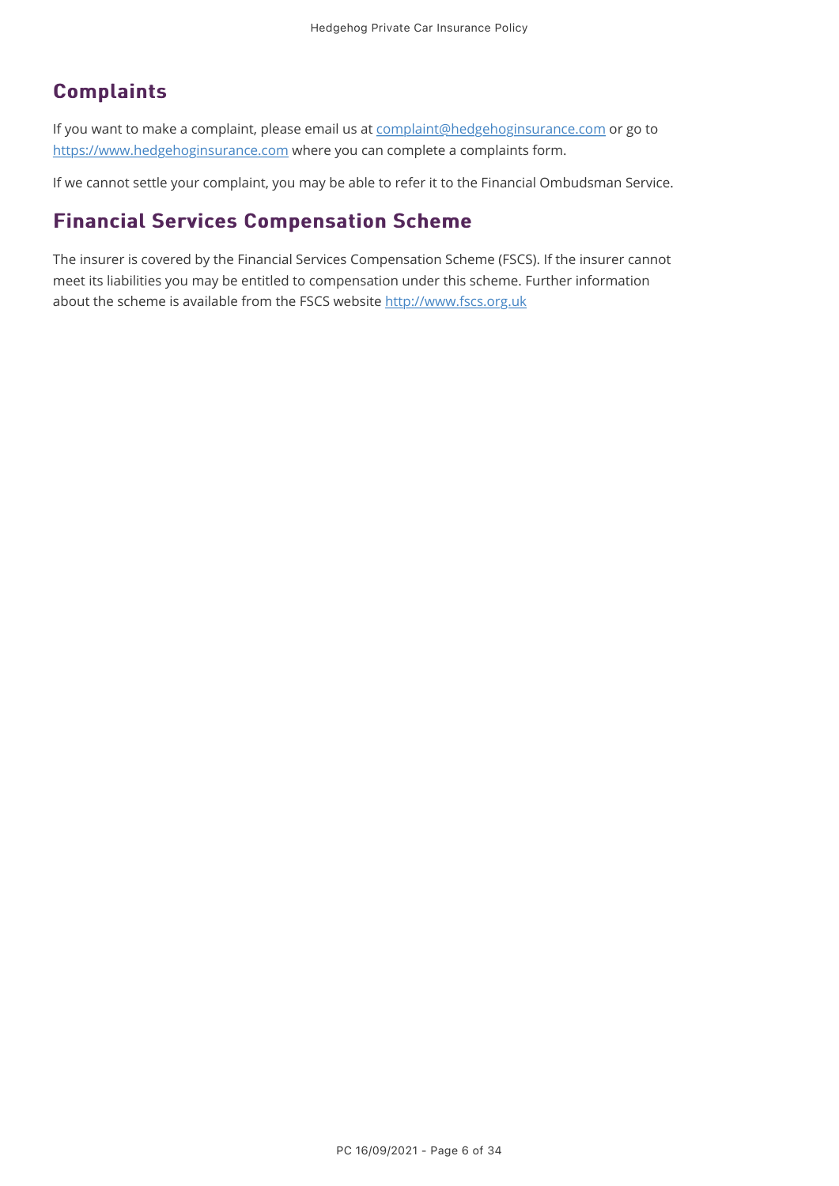## Complaints

If you want to make a complaint, please email us at complaint@hedgehoginsurance.com or go to https://www.hedgehoginsurance.com where you can complete a complaints form.

If we cannot settle your complaint, you may be able to refer it to the Financial Ombudsman Service.

## Financial Services Compensation Scheme

The insurer is covered by the Financial Services Compensation Scheme (FSCS). If the insurer cannot meet its liabilities you may be entitled to compensation under this scheme. Further information about the scheme is available from the FSCS website http://www.fscs.org.uk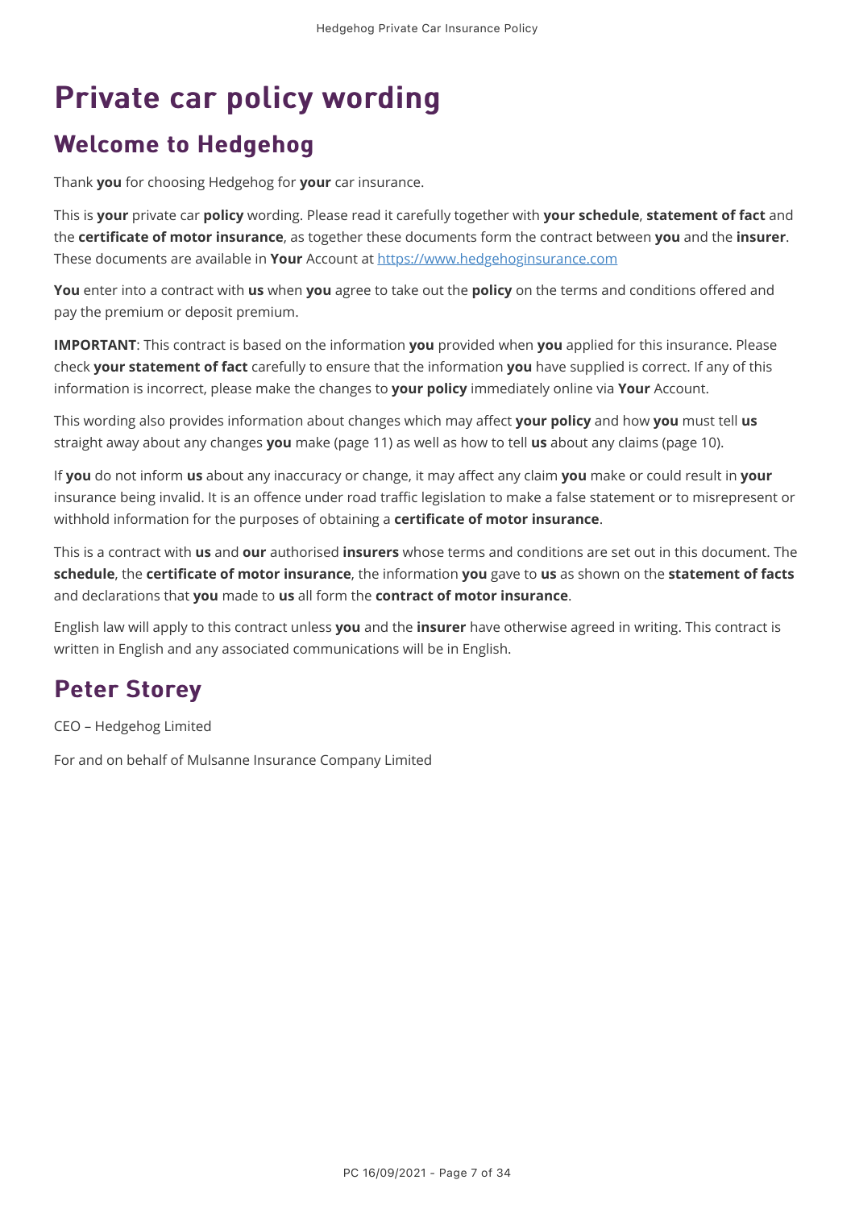# Private car policy wording

## Welcome to Hedgehog

Thank **you** for choosing Hedgehog for **your** car insurance.

This is **your** private car **policy** wording. Please read it carefully together with **your schedule**, **statement of fact** and the **certificate of motor insurance**, as together these documents form the contract between **you** and the **insurer**. These documents are available in **Your** Account at [https://www.hedgehoginsurance.com](https://www.hedgehoginsurance.com)

**You** enter into a contract with **us** when **you** agree to take out the **policy** on the terms and conditions offered and pay the premium or deposit premium.

**IMPORTANT**: This contract is based on the information **you** provided when **you** applied for this insurance. Please check **your statement of fact** carefully to ensure that the information **you** have supplied is correct. If any of this information is incorrect, please make the changes to **your policy** immediately online via **Your** Account.

This wording also provides information about changes which may affect **your policy** and how **you** must tell **us** straight away about any changes **you** make (page 11) as well as how to tell **us** about any claims (page 10).

If **you** do not inform **us** about any inaccuracy or change, it may affect any claim **you** make or could result in **your** insurance being invalid. It is an offence under road traffic legislation to make a false statement or to misrepresent or withhold information for the purposes of obtaining a **certificate of motor insurance**.

This is a contract with **us** and **our** authorised **insurers** whose terms and conditions are set out in this document. The **schedule**, the **certificate of motor insurance**, the information **you** gave to **us** as shown on the **statement of facts** and declarations that **you** made to **us** all form the **contract of motor insurance**.

English law will apply to this contract unless **you** and the **insurer** have otherwise agreed in writing. This contract is written in English and any associated communications will be in English.

## Peter Storey

CEO – Hedgehog Limited

For and on behalf of Mulsanne Insurance Company Limited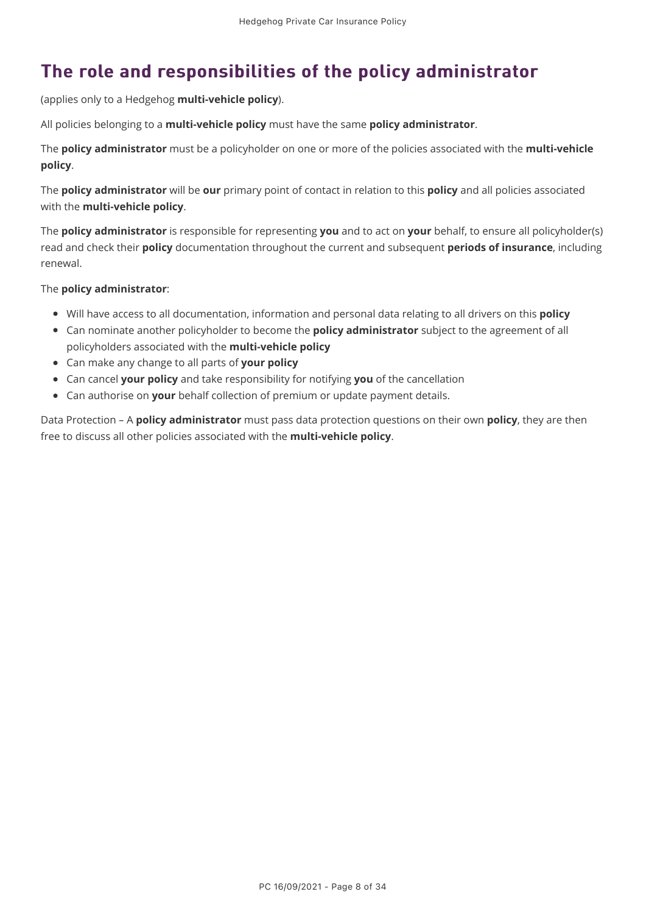# The role and responsibilities of the policy administrator

(applies only to a Hedgehog **multi-vehicle policy**).

All policies belonging to a **multi-vehicle policy** must have the same **policy administrator**.

The **policy administrator** must be a policyholder on one or more of the policies associated with the **multi-vehicle policy**.

The **policy administrator** will be **our** primary point of contact in relation to this **policy** and all policies associated with the **multi-vehicle policy**.

The **policy administrator** is responsible for representing **you** and to act on **your** behalf, to ensure all policyholder(s) read and check their **policy** documentation throughout the current and subsequent **periods of insurance**, including renewal.

The **policy administrator**:

- Will have access to all documentation, information and personal data relating to all drivers on this **policy**
- Can nominate another policyholder to become the **policy administrator** subject to the agreement of all policyholders associated with the **multi-vehicle policy**
- Can make any change to all parts of **your policy**
- Can cancel **your policy** and take responsibility for notifying **you** of the cancellation
- Can authorise on **your** behalf collection of premium or update payment details.

Data Protection – A **policy administrator** must pass data protection questions on their own **policy**, they are then free to discuss all other policies associated with the **multi-vehicle policy**.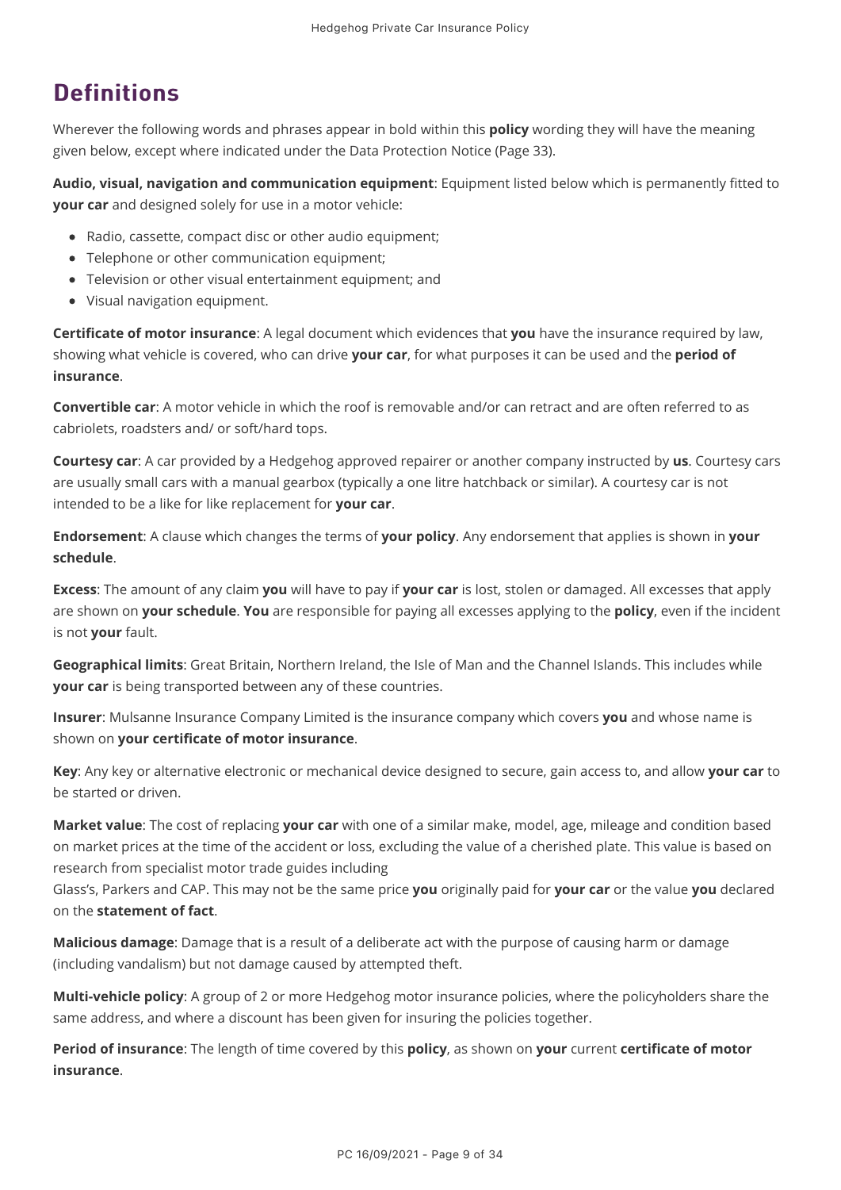# Definitions

Wherever the following words and phrases appear in bold within this **policy** wording they will have the meaning given below, except where indicated under the Data Protection Notice (Page 33).

**Audio, visual, navigation and communication equipment**: Equipment listed below which is permanently fitted to **your car** and designed solely for use in a motor vehicle:

- Radio, cassette, compact disc or other audio equipment;
- Telephone or other communication equipment;
- Television or other visual entertainment equipment; and
- Visual navigation equipment.

**Certificate of motor insurance**: A legal document which evidences that **you** have the insurance required by law, showing what vehicle is covered, who can drive **your car**, for what purposes it can be used and the **period of insurance**.

**Convertible car**: A motor vehicle in which the roof is removable and/or can retract and are often referred to as cabriolets, roadsters and/ or soft/hard tops.

**Courtesy car**: A car provided by a Hedgehog approved repairer or another company instructed by **us**. Courtesy cars are usually small cars with a manual gearbox (typically a one litre hatchback or similar). A courtesy car is not intended to be a like for like replacement for **your car**.

**Endorsement**: A clause which changes the terms of **your policy**. Any endorsement that applies is shown in **your schedule**.

**Excess**: The amount of any claim **you** will have to pay if **your car** is lost, stolen or damaged. All excesses that apply are shown on **your schedule**. **You** are responsible for paying all excesses applying to the **policy**, even if the incident is not **your** fault.

**Geographical limits**: Great Britain, Northern Ireland, the Isle of Man and the Channel Islands. This includes while **your car** is being transported between any of these countries.

**Insurer**: Mulsanne Insurance Company Limited is the insurance company which covers **you** and whose name is shown on **your certificate of motor insurance**.

**Key**: Any key or alternative electronic or mechanical device designed to secure, gain access to, and allow **your car** to be started or driven.

**Market value**: The cost of replacing **your car** with one of a similar make, model, age, mileage and condition based on market prices at the time of the accident or loss, excluding the value of a cherished plate. This value is based on research from specialist motor trade guides including Glass's, Parkers and CAP. This may not be the same price **you** originally paid for **your car** or the value **you** declared on the **statement of fact**.

**Malicious damage**: Damage that is a result of a deliberate act with the purpose of causing harm or damage (including vandalism) but not damage caused by attempted theft.

**Multi-vehicle policy**: A group of 2 or more Hedgehog motor insurance policies, where the policyholders share the same address, and where a discount has been given for insuring the policies together.

**Period of insurance**: The length of time covered by this **policy**, as shown on **your** current **certificate of motor insurance**.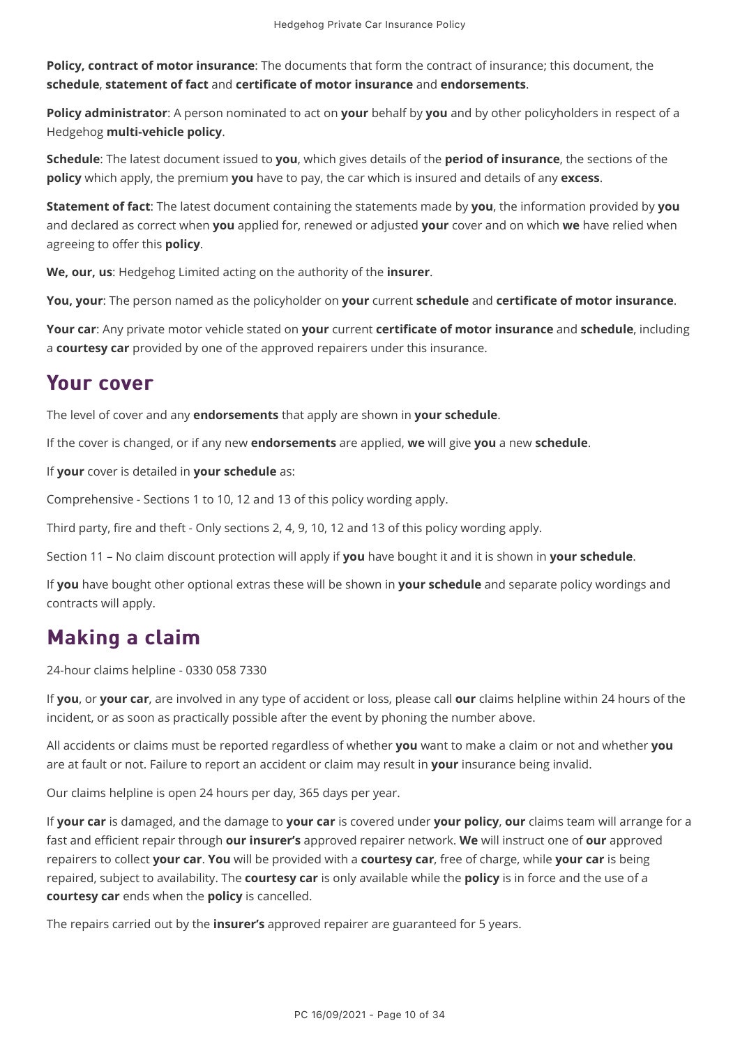**Policy, contract of motor insurance**: The documents that form the contract of insurance; this document, the **schedule**, **statement of fact** and **certificate of motor insurance** and **endorsements**.

**Policy administrator**: A person nominated to act on **your** behalf by **you** and by other policyholders in respect of a Hedgehog **multi-vehicle policy**.

**Schedule**: The latest document issued to **you**, which gives details of the **period of insurance**, the sections of the **policy** which apply, the premium **you** have to pay, the car which is insured and details of any **excess**.

**Statement of fact**: The latest document containing the statements made by **you**, the information provided by **you** and declared as correct when **you** applied for, renewed or adjusted **your** cover and on which **we** have relied when agreeing to offer this **policy**.

**We, our, us**: Hedgehog Limited acting on the authority of the **insurer**.

**You, your**: The person named as the policyholder on **your** current **schedule** and **certificate of motor insurance**.

**Your car**: Any private motor vehicle stated on **your** current **certificate of motor insurance** and **schedule**, including a **courtesy car** provided by one of the approved repairers under this insurance.

## Your cover

The level of cover and any **endorsements** that apply are shown in **your schedule**.

If the cover is changed, or if any new **endorsements** are applied, **we** will give **you** a new **schedule**.

If **your** cover is detailed in **your schedule** as:

Comprehensive - Sections 1 to 10, 12 and 13 of this policy wording apply.

Third party, fire and theft - Only sections 2, 4, 9, 10, 12 and 13 of this policy wording apply.

Section 11 – No claim discount protection will apply if **you** have bought it and it is shown in **your schedule**.

If **you** have bought other optional extras these will be shown in **your schedule** and separate policy wordings and contracts will apply.

## Making a claim

24-hour claims helpline - 0330 058 7330

If **you**, or **your car**, are involved in any type of accident or loss, please call **our** claims helpline within 24 hours of the incident, or as soon as practically possible after the event by phoning the number above.

All accidents or claims must be reported regardless of whether **you** want to make a claim or not and whether **you** are at fault or not. Failure to report an accident or claim may result in **your** insurance being invalid.

Our claims helpline is open 24 hours per day, 365 days per year.

If **your car** is damaged, and the damage to **your car** is covered under **your policy**, **our** claims team will arrange for a fast and efficient repair through **our insurer's** approved repairer network. **We** will instruct one of **our** approved repairers to collect **your car**. **You** will be provided with a **courtesy car**, free of charge, while **your car** is being repaired, subject to availability. The **courtesy car** is only available while the **policy** is in force and the use of a **courtesy car** ends when the **policy** is cancelled.

The repairs carried out by the **insurer's** approved repairer are guaranteed for 5 years.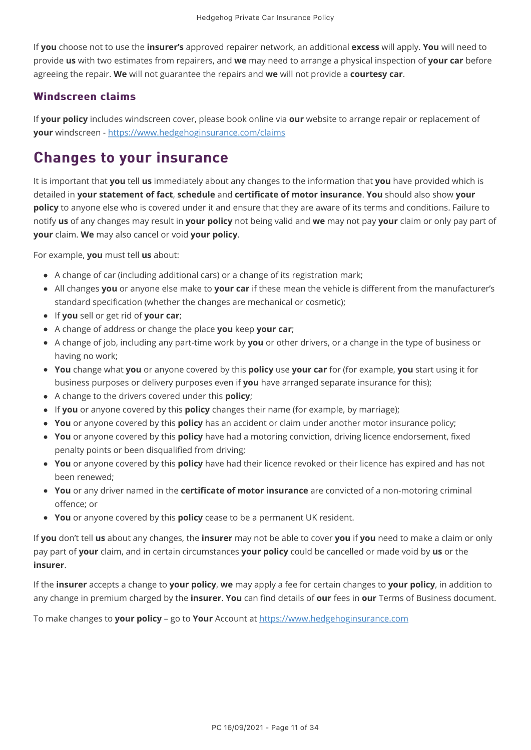If **you** choose not to use the **insurer's** approved repairer network, an additional **excess** will apply. **You** will need to provide **us** with two estimates from repairers, and **we** may need to arrange a physical inspection of **your car** before agreeing the repair. **We** will not guarantee the repairs and **we** will not provide a **courtesy car**.

### Windscreen claims

If **your policy** includes windscreen cover, please book online via **our** website to arrange repair or replacement of **your** windscreen - https://www.hedgehoginsurance.com/claims

## Changes to your insurance

It is important that **you** tell **us** immediately about any changes to the information that **you** have provided which is detailed in **your statement of fact**, **schedule** and **certificate of motor insurance**. **You** should also show **your policy** to anyone else who is covered under it and ensure that they are aware of its terms and conditions. Failure to notify **us** of any changes may result in **your policy** not being valid and **we** may not pay **your** claim or only pay part of **your** claim. **We** may also cancel or void **your policy**.

For example, **you** must tell **us** about:

- A change of car (including additional cars) or a change of its registration mark;
- All changes **you** or anyone else make to **your car** if these mean the vehicle is different from the manufacturer's standard specification (whether the changes are mechanical or cosmetic);
- If **you** sell or get rid of **your car**;
- A change of address or change the place **you** keep **your car**;
- A change of job, including any part-time work by **you** or other drivers, or a change in the type of business or having no work;
- **You** change what **you** or anyone covered by this **policy** use **your car** for (for example, **you** start using it for business purposes or delivery purposes even if **you** have arranged separate insurance for this);
- A change to the drivers covered under this **policy**;
- If **you** or anyone covered by this **policy** changes their name (for example, by marriage);
- **You** or anyone covered by this **policy** has an accident or claim under another motor insurance policy;
- **You** or anyone covered by this **policy** have had a motoring conviction, driving licence endorsement, fixed penalty points or been disqualified from driving;
- **You** or anyone covered by this **policy** have had their licence revoked or their licence has expired and has not been renewed;
- **You** or any driver named in the **certificate of motor insurance** are convicted of a non-motoring criminal offence; or
- **You** or anyone covered by this **policy** cease to be a permanent UK resident.

If **you** don't tell **us** about any changes, the **insurer** may not be able to cover **you** if **you** need to make a claim or only pay part of **your** claim, and in certain circumstances **your policy** could be cancelled or made void by **us** or the **insurer**.

If the **insurer** accepts a change to **your policy**, **we** may apply a fee for certain changes to **your policy**, in addition to any change in premium charged by the **insurer**. **You** can find details of **our** fees in **our** Terms of Business document.

To make changes to **your policy** – go to **Your** Account at https://www.hedgehoginsurance.com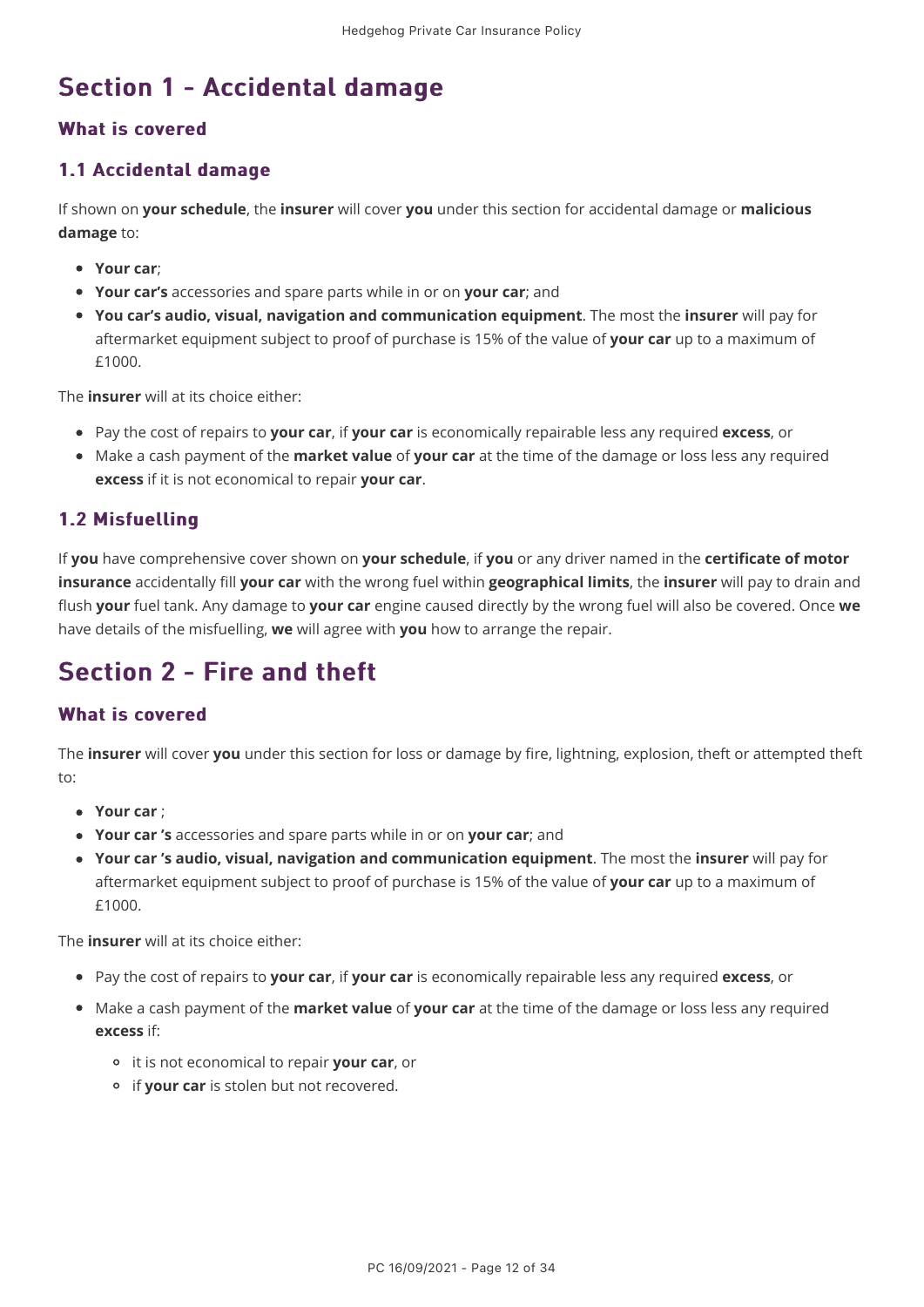# Section 1 - Accidental damage

## What is covered

### 1.1 Accidental damage

If shown on **your schedule**, the **insurer** will cover **you** under this section for accidental damage or **malicious damage** to:

- **Your car**;
- **Your car's** accessories and spare parts while in or on **your car**; and
- **You car's audio, visual, navigation and communication equipment**. The most the **insurer** will pay for aftermarket equipment subject to proof of purchase is 15% of the value of **your car** up to a maximum of £1000.

The **insurer** will at its choice either:

- Pay the cost of repairs to **your car**, if **your car** is economically repairable less any required **excess**, or
- Make a cash payment of the **market value** of **your car** at the time of the damage or loss less any required **excess** if it is not economical to repair **your car**.

### 1.2 Misfuelling

If **you** have comprehensive cover shown on **your schedule**, if **you** or any driver named in the **certificate of motor insurance** accidentally fill **your car** with the wrong fuel within **geographical limits**, the **insurer** will pay to drain and flush **your** fuel tank. Any damage to **your car** engine caused directly by the wrong fuel will also be covered. Once **we** have details of the misfuelling, **we** will agree with **you** how to arrange the repair.

# Section 2 - Fire and theft

## What is covered

The **insurer** will cover **you** under this section for loss or damage by fire, lightning, explosion, theft or attempted theft to:

- **Your car** ;
- **Your car 's** accessories and spare parts while in or on **your car**; and
- **Your car 's audio, visual, navigation and communication equipment**. The most the **insurer** will pay for aftermarket equipment subject to proof of purchase is 15% of the value of **your car** up to a maximum of £1000.

The **insurer** will at its choice either:

- Pay the cost of repairs to **your car**, if **your car** is economically repairable less any required **excess**, or
- Make a cash payment of the **market value** of **your car** at the time of the damage or loss less any required **excess** if:
  - it is not economical to repair **your car**, or
  - if **your car** is stolen but not recovered.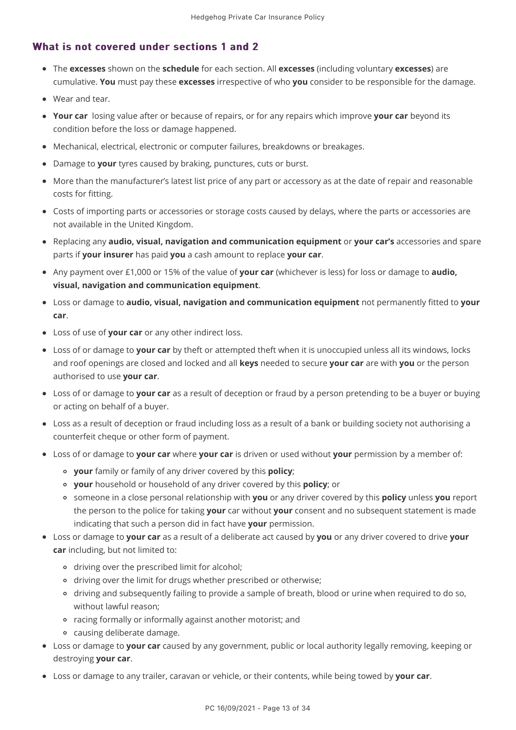## What is not covered under sections 1 and 2

- The **excesses** shown on the **schedule** for each section. All **excesses** (including voluntary **excesses**) are cumulative. **You** must pay these **excesses** irrespective of who **you** consider to be responsible for the damage.
- Wear and tear.
- **Your car** losing value after or because of repairs, or for any repairs which improve **your car** beyond its condition before the loss or damage happened.
- Mechanical, electrical, electronic or computer failures, breakdowns or breakages.
- Damage to **your** tyres caused by braking, punctures, cuts or burst.
- More than the manufacturer's latest list price of any part or accessory as at the date of repair and reasonable costs for fitting.
- Costs of importing parts or accessories or storage costs caused by delays, where the parts or accessories are not available in the United Kingdom.
- Replacing any **audio, visual, navigation and communication equipment** or **your car's** accessories and spare parts if **your insurer** has paid **you** a cash amount to replace **your car**.
- Any payment over £1,000 or 15% of the value of **your car** (whichever is less) for loss or damage to **audio, visual, navigation and communication equipment**.
- Loss or damage to **audio, visual, navigation and communication equipment** not permanently fitted to **your car**.
- Loss of use of **your car** or any other indirect loss.
- Loss of or damage to **your car** by theft or attempted theft when it is unoccupied unless all its windows, locks and roof openings are closed and locked and all **keys** needed to secure **your car** are with **you** or the person authorised to use **your car**.
- Loss of or damage to **your car** as a result of deception or fraud by a person pretending to be a buyer or buying or acting on behalf of a buyer.
- Loss as a result of deception or fraud including loss as a result of a bank or building society not authorising a counterfeit cheque or other form of payment.
- Loss of or damage to **your car** where **your car** is driven or used without **your** permission by a member of:
  - **your** family or family of any driver covered by this **policy**;
  - **your** household or household of any driver covered by this **policy**; or
  - someone in a close personal relationship with **you** or any driver covered by this **policy** unless **you** report the person to the police for taking **your** car without **your** consent and no subsequent statement is made indicating that such a person did in fact have **your** permission.
- Loss or damage to **your car** as a result of a deliberate act caused by **you** or any driver covered to drive **your car** including, but not limited to:
  - driving over the prescribed limit for alcohol;
  - driving over the limit for drugs whether prescribed or otherwise;
  - driving and subsequently failing to provide a sample of breath, blood or urine when required to do so, without lawful reason;
  - racing formally or informally against another motorist; and
  - causing deliberate damage.
- Loss or damage to **your car** caused by any government, public or local authority legally removing, keeping or destroying **your car**.
- Loss or damage to any trailer, caravan or vehicle, or their contents, while being towed by **your car**.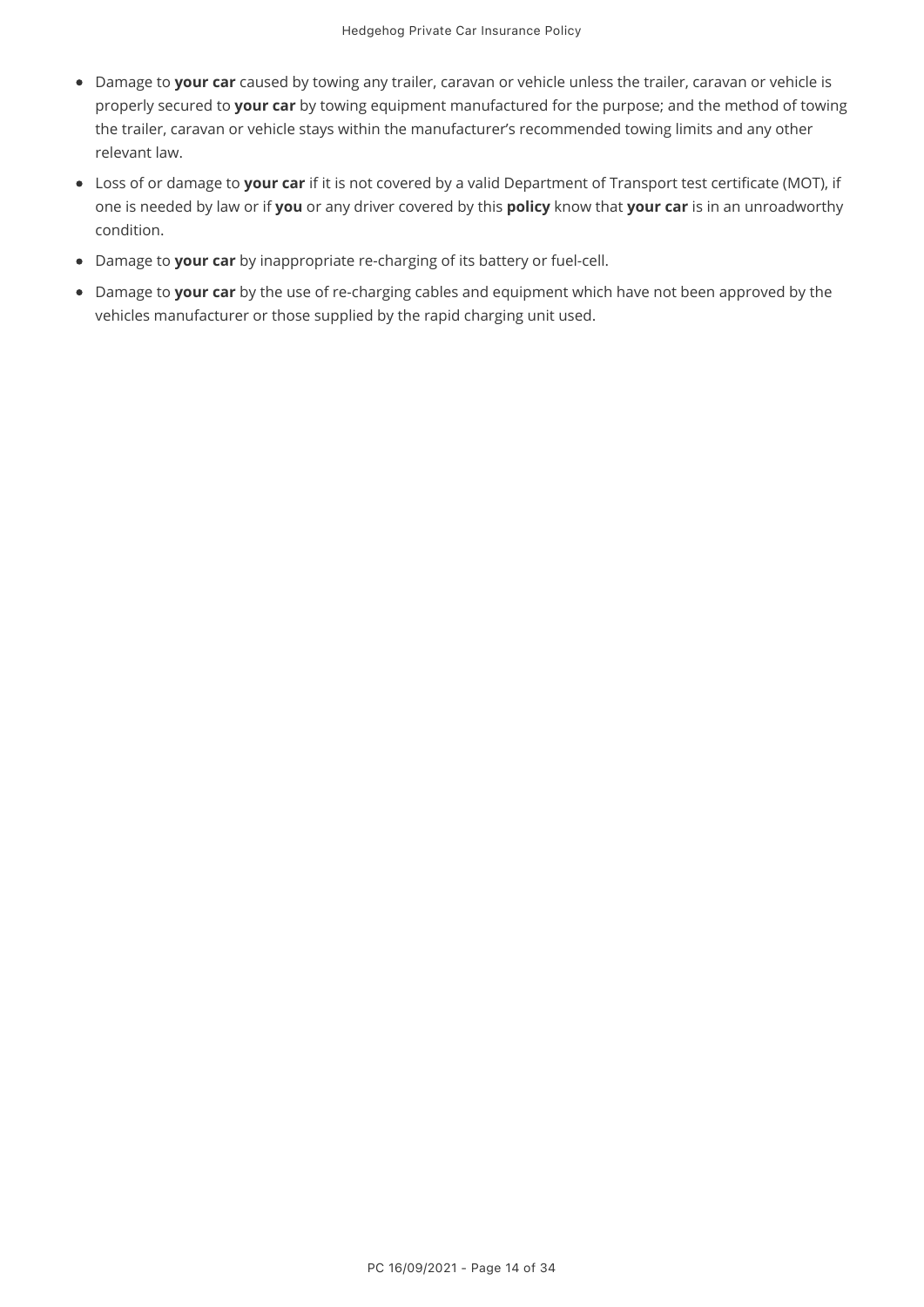- Damage to **your car** caused by towing any trailer, caravan or vehicle unless the trailer, caravan or vehicle is properly secured to **your car** by towing equipment manufactured for the purpose; and the method of towing the trailer, caravan or vehicle stays within the manufacturer's recommended towing limits and any other relevant law.
- Loss of or damage to **your car** if it is not covered by a valid Department of Transport test certificate (MOT), if one is needed by law or if **you** or any driver covered by this **policy** know that **your car** is in an unroadworthy condition.
- Damage to **your car** by inappropriate re-charging of its battery or fuel-cell.
- Damage to **your car** by the use of re-charging cables and equipment which have not been approved by the vehicles manufacturer or those supplied by the rapid charging unit used.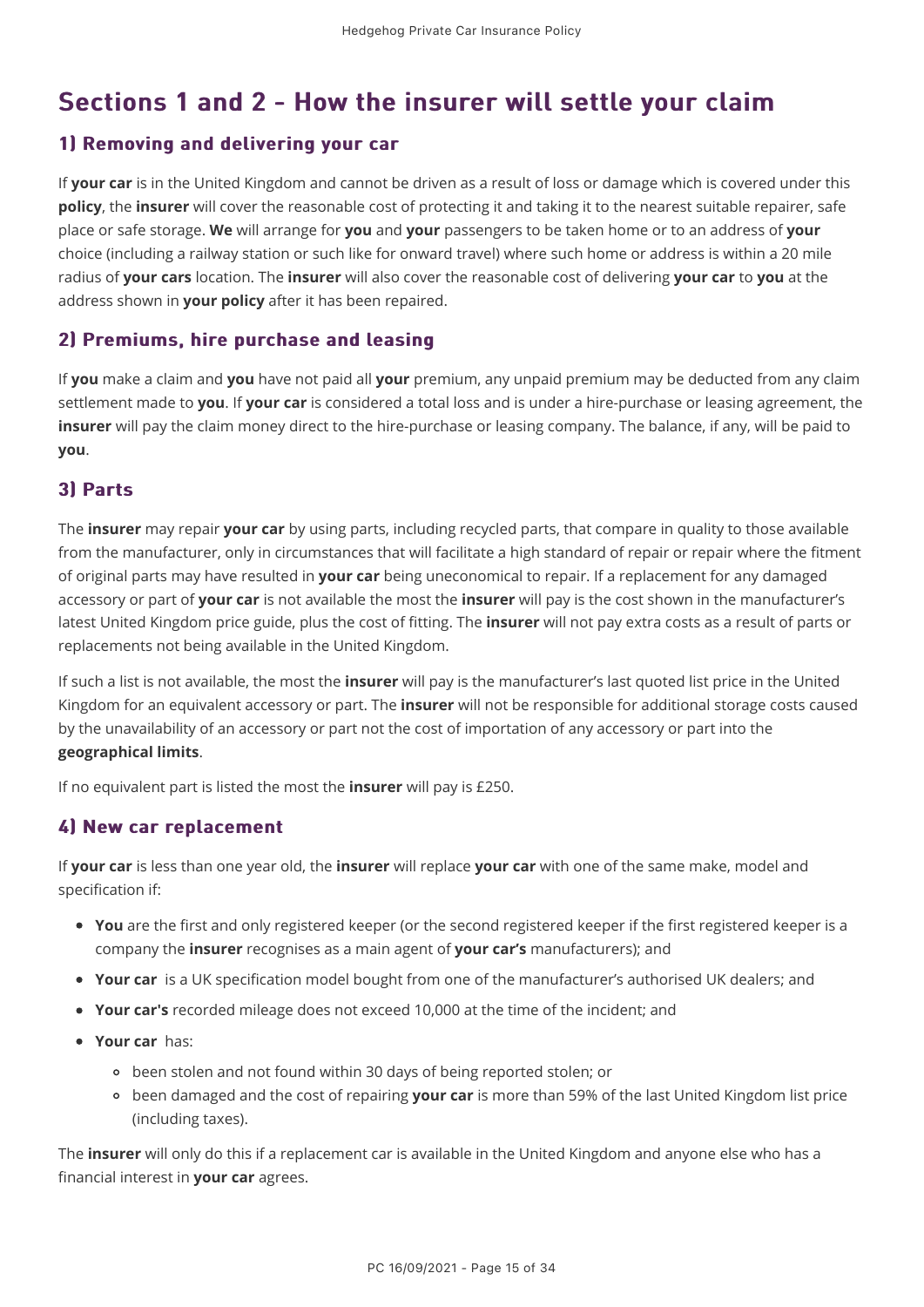# Sections 1 and 2 - How the insurer will settle your claim

## 1) Removing and delivering your car

If **your car** is in the United Kingdom and cannot be driven as a result of loss or damage which is covered under this **policy**, the **insurer** will cover the reasonable cost of protecting it and taking it to the nearest suitable repairer, safe place or safe storage. **We** will arrange for **you** and **your** passengers to be taken home or to an address of **your** choice (including a railway station or such like for onward travel) where such home or address is within a 20 mile radius of **your cars** location. The **insurer** will also cover the reasonable cost of delivering **your car** to **you** at the address shown in **your policy** after it has been repaired.

## 2) Premiums, hire purchase and leasing

If **you** make a claim and **you** have not paid all **your** premium, any unpaid premium may be deducted from any claim settlement made to **you**. If **your car** is considered a total loss and is under a hire-purchase or leasing agreement, the **insurer** will pay the claim money direct to the hire-purchase or leasing company. The balance, if any, will be paid to **you**.

## 3) Parts

The **insurer** may repair **your car** by using parts, including recycled parts, that compare in quality to those available from the manufacturer, only in circumstances that will facilitate a high standard of repair or repair where the fitment of original parts may have resulted in **your car** being uneconomical to repair. If a replacement for any damaged accessory or part of **your car** is not available the most the **insurer** will pay is the cost shown in the manufacturer's latest United Kingdom price guide, plus the cost of fitting. The **insurer** will not pay extra costs as a result of parts or replacements not being available in the United Kingdom.

If such a list is not available, the most the **insurer** will pay is the manufacturer's last quoted list price in the United Kingdom for an equivalent accessory or part. The **insurer** will not be responsible for additional storage costs caused by the unavailability of an accessory or part not the cost of importation of any accessory or part into the **geographical limits**.

If no equivalent part is listed the most the **insurer** will pay is £250.

## 4) New car replacement

If **your car** is less than one year old, the **insurer** will replace **your car** with one of the same make, model and specification if:

- **You** are the first and only registered keeper (or the second registered keeper if the first registered keeper is a company the **insurer** recognises as a main agent of **your car's** manufacturers); and
- **Your car** is a UK specification model bought from one of the manufacturer's authorised UK dealers; and
- **Your car's** recorded mileage does not exceed 10,000 at the time of the incident; and
- **Your car** has:
  - been stolen and not found within 30 days of being reported stolen; or
  - been damaged and the cost of repairing **your car** is more than 59% of the last United Kingdom list price (including taxes).

The **insurer** will only do this if a replacement car is available in the United Kingdom and anyone else who has a financial interest in **your car** agrees.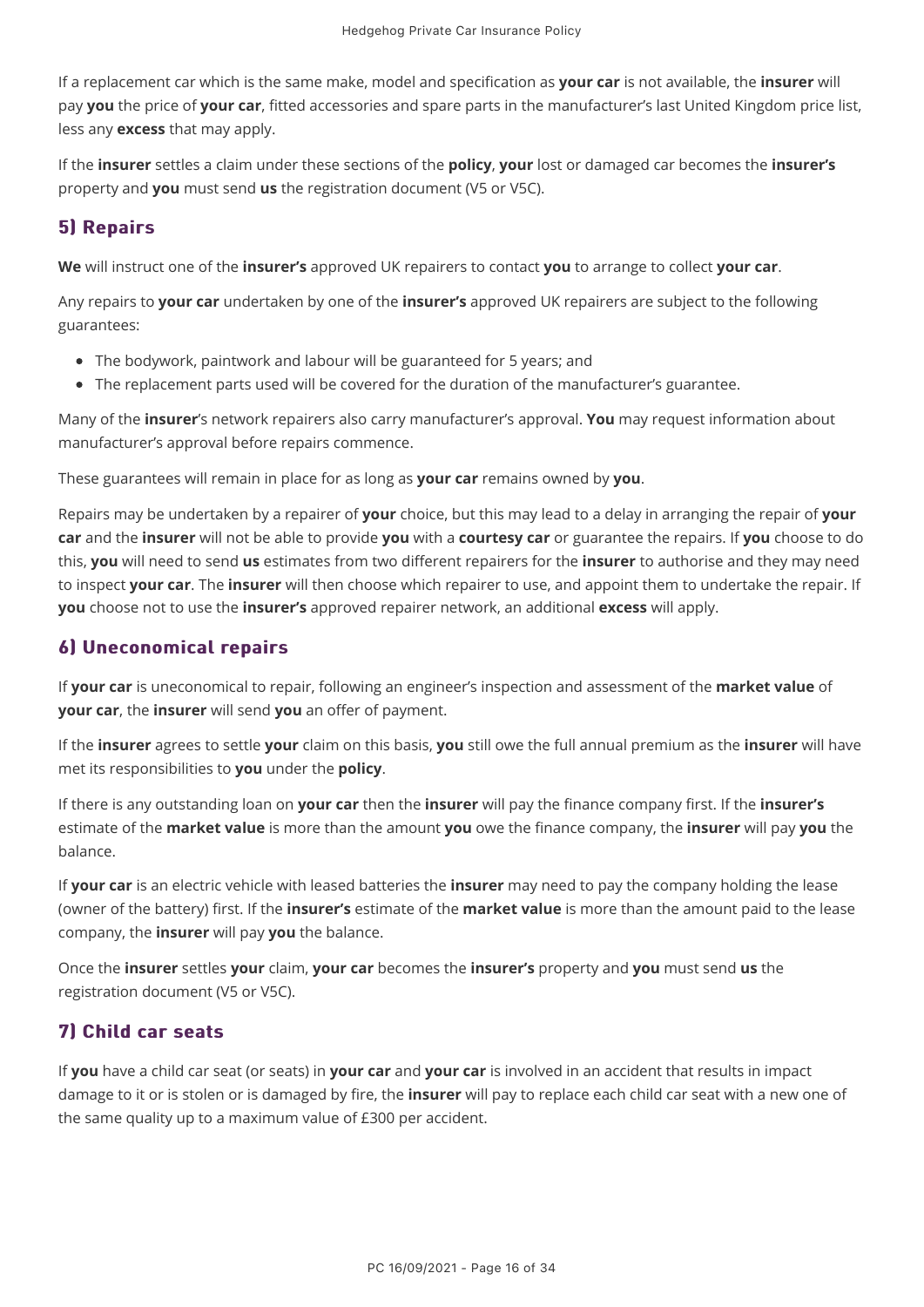If a replacement car which is the same make, model and specification as **your car** is not available, the **insurer** will pay **you** the price of **your car**, fitted accessories and spare parts in the manufacturer's last United Kingdom price list, less any **excess** that may apply.

If the **insurer** settles a claim under these sections of the **policy**, **your** lost or damaged car becomes the **insurer's** property and **you** must send **us** the registration document (V5 or V5C).

## 5) Repairs

**We** will instruct one of the **insurer's** approved UK repairers to contact **you** to arrange to collect **your car**.

Any repairs to **your car** undertaken by one of the **insurer's** approved UK repairers are subject to the following guarantees:

- The bodywork, paintwork and labour will be guaranteed for 5 years; and
- The replacement parts used will be covered for the duration of the manufacturer's guarantee.

Many of the **insurer**'s network repairers also carry manufacturer's approval. **You** may request information about manufacturer's approval before repairs commence.

These guarantees will remain in place for as long as **your car** remains owned by **you**.

Repairs may be undertaken by a repairer of **your** choice, but this may lead to a delay in arranging the repair of **your car** and the **insurer** will not be able to provide **you** with a **courtesy car** or guarantee the repairs. If **you** choose to do this, **you** will need to send **us** estimates from two different repairers for the **insurer** to authorise and they may need to inspect **your car**. The **insurer** will then choose which repairer to use, and appoint them to undertake the repair. If **you** choose not to use the **insurer's** approved repairer network, an additional **excess** will apply.

## 6) Uneconomical repairs

If **your car** is uneconomical to repair, following an engineer's inspection and assessment of the **market value** of **your car**, the **insurer** will send **you** an offer of payment.

If the **insurer** agrees to settle **your** claim on this basis, **you** still owe the full annual premium as the **insurer** will have met its responsibilities to **you** under the **policy**.

If there is any outstanding loan on **your car** then the **insurer** will pay the finance company first. If the **insurer's** estimate of the **market value** is more than the amount **you** owe the finance company, the **insurer** will pay **you** the balance.

If **your car** is an electric vehicle with leased batteries the **insurer** may need to pay the company holding the lease (owner of the battery) first. If the **insurer's** estimate of the **market value** is more than the amount paid to the lease company, the **insurer** will pay **you** the balance.

Once the **insurer** settles **your** claim, **your car** becomes the **insurer's** property and **you** must send **us** the registration document (V5 or V5C).

## 7) Child car seats

If **you** have a child car seat (or seats) in **your car** and **your car** is involved in an accident that results in impact damage to it or is stolen or is damaged by fire, the **insurer** will pay to replace each child car seat with a new one of the same quality up to a maximum value of £300 per accident.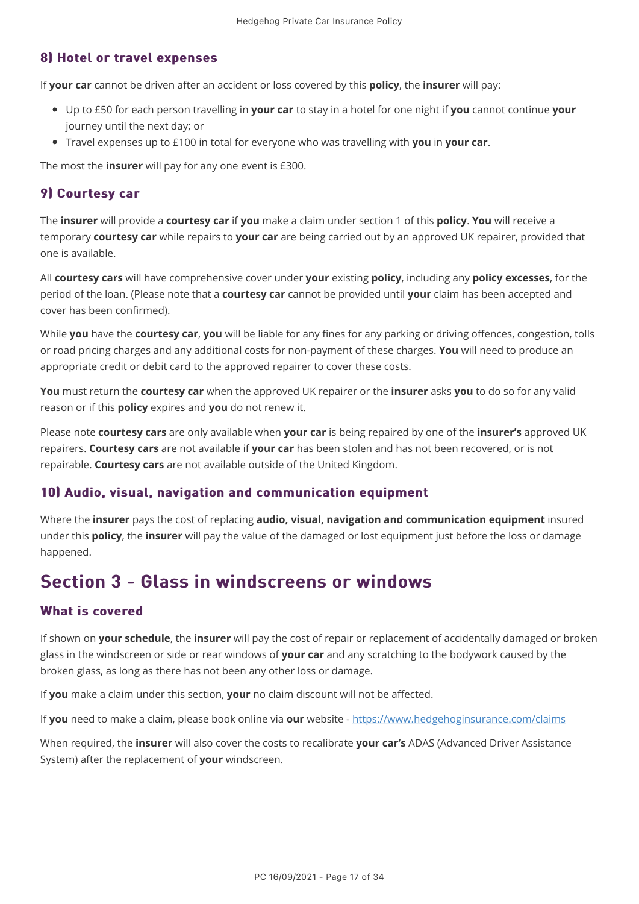### 8) Hotel or travel expenses

If **your car** cannot be driven after an accident or loss covered by this **policy**, the **insurer** will pay:

- Up to £50 for each person travelling in **your car** to stay in a hotel for one night if **you** cannot continue **your** journey until the next day; or
- Travel expenses up to £100 in total for everyone who was travelling with **you** in **your car**.

The most the **insurer** will pay for any one event is £300.

### 9) Courtesy car

The **insurer** will provide a **courtesy car** if **you** make a claim under section 1 of this **policy**. **You** will receive a temporary **courtesy car** while repairs to **your car** are being carried out by an approved UK repairer, provided that one is available.

All **courtesy cars** will have comprehensive cover under **your** existing **policy**, including any **policy excesses**, for the period of the loan. (Please note that a **courtesy car** cannot be provided until **your** claim has been accepted and cover has been confirmed).

While **you** have the **courtesy car**, **you** will be liable for any fines for any parking or driving offences, congestion, tolls or road pricing charges and any additional costs for non-payment of these charges. **You** will need to produce an appropriate credit or debit card to the approved repairer to cover these costs.

**You** must return the **courtesy car** when the approved UK repairer or the **insurer** asks **you** to do so for any valid reason or if this **policy** expires and **you** do not renew it.

Please note **courtesy cars** are only available when **your car** is being repaired by one of the **insurer's** approved UK repairers. **Courtesy cars** are not available if **your car** has been stolen and has not been recovered, or is not repairable. **Courtesy cars** are not available outside of the United Kingdom.

### 10) Audio, visual, navigation and communication equipment

Where the **insurer** pays the cost of replacing **audio, visual, navigation and communication equipment** insured under this **policy**, the **insurer** will pay the value of the damaged or lost equipment just before the loss or damage happened.

## Section 3 - Glass in windscreens or windows

### What is covered

If shown on **your schedule**, the **insurer** will pay the cost of repair or replacement of accidentally damaged or broken glass in the windscreen or side or rear windows of **your car** and any scratching to the bodywork caused by the broken glass, as long as there has not been any other loss or damage.

If **you** make a claim under this section, **your** no claim discount will not be affected.

If **you** need to make a claim, please book online via **our** website - https://www.hedgehoginsurance.com/claims

When required, the **insurer** will also cover the costs to recalibrate **your car's** ADAS (Advanced Driver Assistance System) after the replacement of **your** windscreen.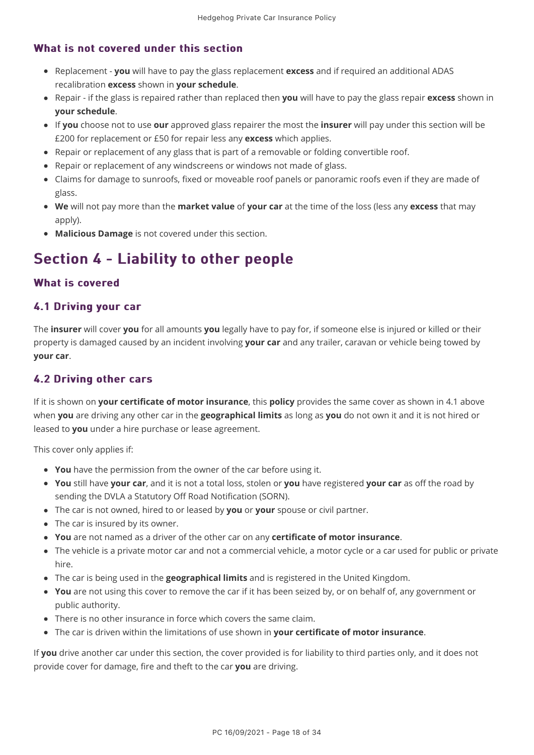### What is not covered under this section

- Replacement - **you** will have to pay the glass replacement **excess** and if required an additional ADAS recalibration **excess** shown in **your schedule**.
- Repair - if the glass is repaired rather than replaced then **you** will have to pay the glass repair **excess** shown in **your schedule**.
- If **you** choose not to use **our** approved glass repairer the most the **insurer** will pay under this section will be £200 for replacement or £50 for repair less any **excess** which applies.
- Repair or replacement of any glass that is part of a removable or folding convertible roof.
- Repair or replacement of any windscreens or windows not made of glass.
- Claims for damage to sunroofs, fixed or moveable roof panels or panoramic roofs even if they are made of glass.
- **We** will not pay more than the **market value** of **your car** at the time of the loss (less any **excess** that may apply).
- **Malicious Damage** is not covered under this section.

## Section 4 - Liability to other people

### What is covered

### 4.1 Driving your car

The **insurer** will cover **you** for all amounts **you** legally have to pay for, if someone else is injured or killed or their property is damaged caused by an incident involving **your car** and any trailer, caravan or vehicle being towed by **your car**.

### 4.2 Driving other cars

If it is shown on **your certificate of motor insurance**, this **policy** provides the same cover as shown in 4.1 above when **you** are driving any other car in the **geographical limits** as long as **you** do not own it and it is not hired or leased to **you** under a hire purchase or lease agreement.

This cover only applies if:

- **You** have the permission from the owner of the car before using it.
- **You** still have **your car**, and it is not a total loss, stolen or **you** have registered **your car** as off the road by sending the DVLA a Statutory Off Road Notification (SORN).
- The car is not owned, hired to or leased by **you** or **your** spouse or civil partner.
- The car is insured by its owner.
- **You** are not named as a driver of the other car on any **certificate of motor insurance**.
- The vehicle is a private motor car and not a commercial vehicle, a motor cycle or a car used for public or private hire.
- The car is being used in the **geographical limits** and is registered in the United Kingdom.
- **You** are not using this cover to remove the car if it has been seized by, or on behalf of, any government or public authority.
- There is no other insurance in force which covers the same claim.
- The car is driven within the limitations of use shown in **your certificate of motor insurance**.

If **you** drive another car under this section, the cover provided is for liability to third parties only, and it does not provide cover for damage, fire and theft to the car **you** are driving.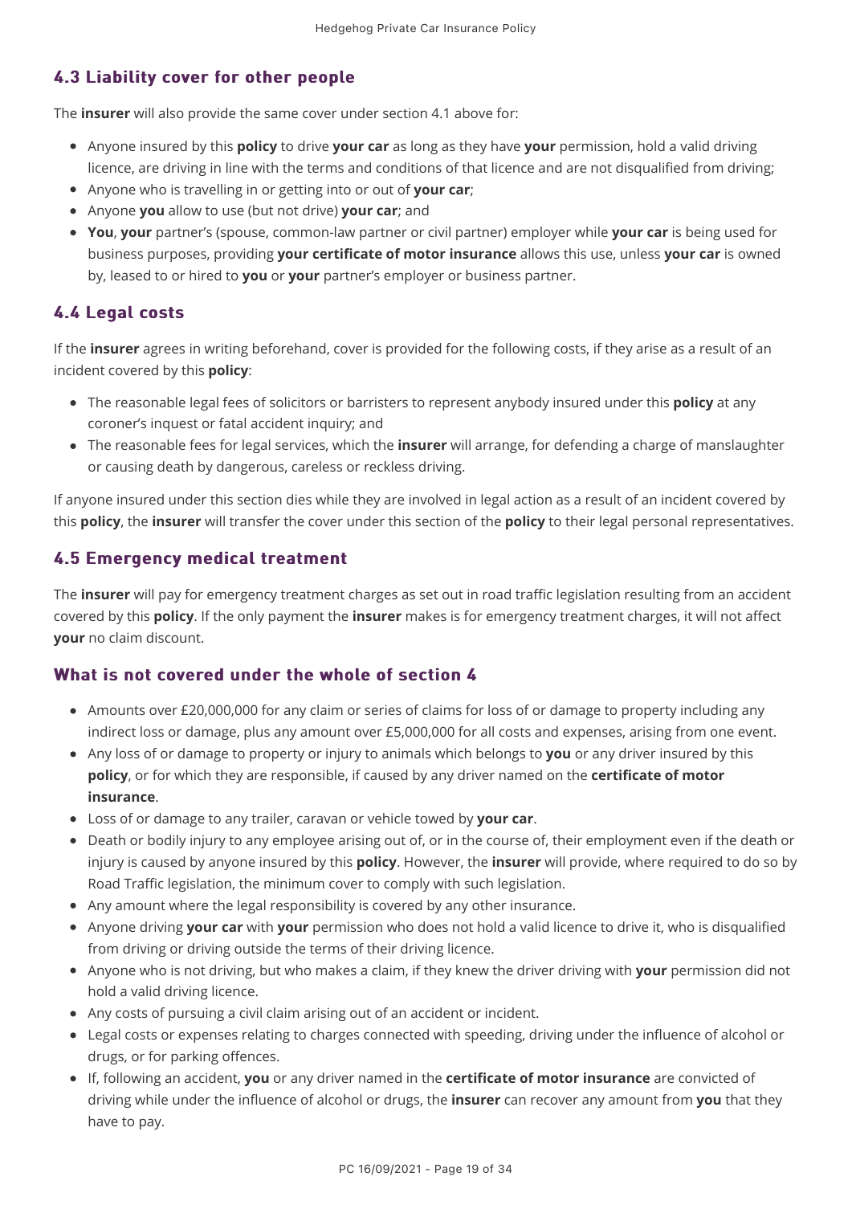## 4.3 Liability cover for other people

The **insurer** will also provide the same cover under section 4.1 above for:

- Anyone insured by this **policy** to drive **your car** as long as they have **your** permission, hold a valid driving licence, are driving in line with the terms and conditions of that licence and are not disqualified from driving;
- Anyone who is travelling in or getting into or out of **your car**;
- Anyone **you** allow to use (but not drive) **your car**; and
- **You**, **your** partner's (spouse, common-law partner or civil partner) employer while **your car** is being used for business purposes, providing **your certificate of motor insurance** allows this use, unless **your car** is owned by, leased to or hired to **you** or **your** partner's employer or business partner.

## 4.4 Legal costs

If the **insurer** agrees in writing beforehand, cover is provided for the following costs, if they arise as a result of an incident covered by this **policy**:

- The reasonable legal fees of solicitors or barristers to represent anybody insured under this **policy** at any coroner's inquest or fatal accident inquiry; and
- The reasonable fees for legal services, which the **insurer** will arrange, for defending a charge of manslaughter or causing death by dangerous, careless or reckless driving.

If anyone insured under this section dies while they are involved in legal action as a result of an incident covered by this **policy**, the **insurer** will transfer the cover under this section of the **policy** to their legal personal representatives.

## 4.5 Emergency medical treatment

The **insurer** will pay for emergency treatment charges as set out in road traffic legislation resulting from an accident covered by this **policy**. If the only payment the **insurer** makes is for emergency treatment charges, it will not affect **your** no claim discount.

## What is not covered under the whole of section 4

- Amounts over £20,000,000 for any claim or series of claims for loss of or damage to property including any indirect loss or damage, plus any amount over £5,000,000 for all costs and expenses, arising from one event.
- Any loss of or damage to property or injury to animals which belongs to **you** or any driver insured by this **policy**, or for which they are responsible, if caused by any driver named on the **certificate of motor insurance**.
- Loss of or damage to any trailer, caravan or vehicle towed by **your car**.
- Death or bodily injury to any employee arising out of, or in the course of, their employment even if the death or injury is caused by anyone insured by this **policy**. However, the **insurer** will provide, where required to do so by Road Traffic legislation, the minimum cover to comply with such legislation.
- Any amount where the legal responsibility is covered by any other insurance.
- Anyone driving **your car** with **your** permission who does not hold a valid licence to drive it, who is disqualified from driving or driving outside the terms of their driving licence.
- Anyone who is not driving, but who makes a claim, if they knew the driver driving with **your** permission did not hold a valid driving licence.
- Any costs of pursuing a civil claim arising out of an accident or incident.
- Legal costs or expenses relating to charges connected with speeding, driving under the influence of alcohol or drugs, or for parking offences.
- If, following an accident, **you** or any driver named in the **certificate of motor insurance** are convicted of driving while under the influence of alcohol or drugs, the **insurer** can recover any amount from **you** that they have to pay.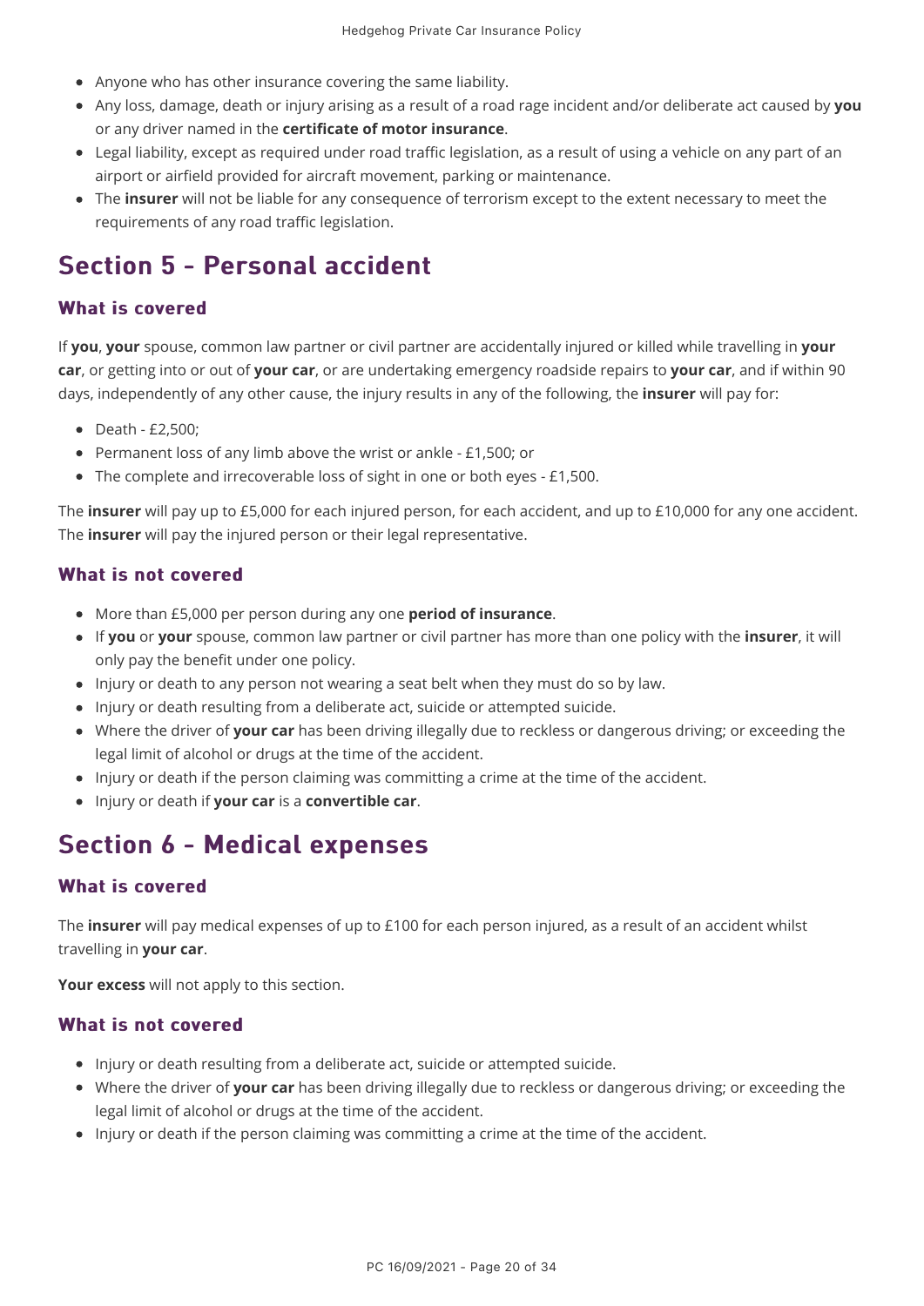- Anyone who has other insurance covering the same liability.
- Any loss, damage, death or injury arising as a result of a road rage incident and/or deliberate act caused by **you** or any driver named in the **certificate of motor insurance**.
- Legal liability, except as required under road traffic legislation, as a result of using a vehicle on any part of an airport or airfield provided for aircraft movement, parking or maintenance.
- The **insurer** will not be liable for any consequence of terrorism except to the extent necessary to meet the requirements of any road traffic legislation.

## Section 5 - Personal accident

### What is covered

If **you**, **your** spouse, common law partner or civil partner are accidentally injured or killed while travelling in **your car**, or getting into or out of **your car**, or are undertaking emergency roadside repairs to **your car**, and if within 90 days, independently of any other cause, the injury results in any of the following, the **insurer** will pay for:

- Death - £2,500;
- Permanent loss of any limb above the wrist or ankle - £1,500; or
- The complete and irrecoverable loss of sight in one or both eyes - £1,500.

The **insurer** will pay up to £5,000 for each injured person, for each accident, and up to £10,000 for any one accident. The **insurer** will pay the injured person or their legal representative.

### What is not covered

- More than £5,000 per person during any one **period of insurance**.
- If **you** or **your** spouse, common law partner or civil partner has more than one policy with the **insurer**, it will only pay the benefit under one policy.
- Injury or death to any person not wearing a seat belt when they must do so by law.
- Injury or death resulting from a deliberate act, suicide or attempted suicide.
- Where the driver of **your car** has been driving illegally due to reckless or dangerous driving; or exceeding the legal limit of alcohol or drugs at the time of the accident.
- Injury or death if the person claiming was committing a crime at the time of the accident.
- Injury or death if **your car** is a **convertible car**.

## Section 6 - Medical expenses

### What is covered

The **insurer** will pay medical expenses of up to £100 for each person injured, as a result of an accident whilst travelling in **your car**.

**Your excess** will not apply to this section.

### What is not covered

- Injury or death resulting from a deliberate act, suicide or attempted suicide.
- Where the driver of **your car** has been driving illegally due to reckless or dangerous driving; or exceeding the legal limit of alcohol or drugs at the time of the accident.
- Injury or death if the person claiming was committing a crime at the time of the accident.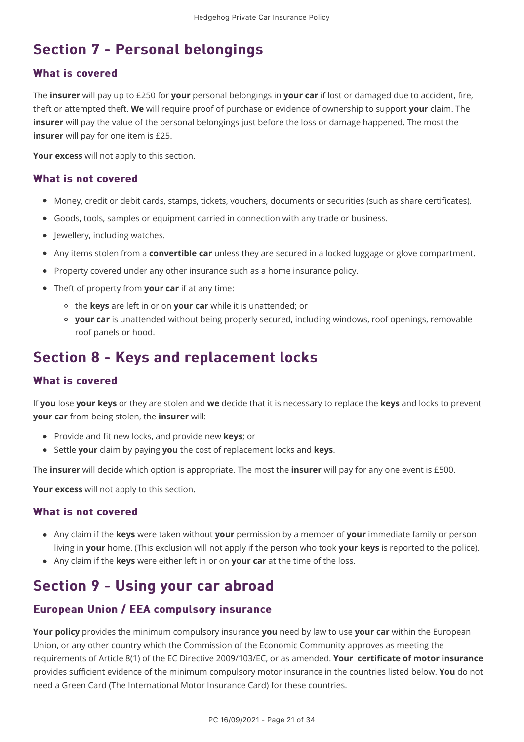# Section 7 - Personal belongings

## What is covered

The **insurer** will pay up to £250 for **your** personal belongings in **your car** if lost or damaged due to accident, fire, theft or attempted theft. **We** will require proof of purchase or evidence of ownership to support **your** claim. The **insurer** will pay the value of the personal belongings just before the loss or damage happened. The most the **insurer** will pay for one item is £25.

**Your excess** will not apply to this section.

## What is not covered

- Money, credit or debit cards, stamps, tickets, vouchers, documents or securities (such as share certificates).
- Goods, tools, samples or equipment carried in connection with any trade or business.
- Jewellery, including watches.
- Any items stolen from a **convertible car** unless they are secured in a locked luggage or glove compartment.
- Property covered under any other insurance such as a home insurance policy.
- Theft of property from **your car** if at any time:
    - the **keys** are left in or on **your car** while it is unattended; or
    - **your car** is unattended without being properly secured, including windows, roof openings, removable roof panels or hood.

# Section 8 - Keys and replacement locks

## What is covered

If **you** lose **your keys** or they are stolen and **we** decide that it is necessary to replace the **keys** and locks to prevent **your car** from being stolen, the **insurer** will:

- Provide and fit new locks, and provide new **keys**; or
- Settle **your** claim by paying **you** the cost of replacement locks and **keys**.

The **insurer** will decide which option is appropriate. The most the **insurer** will pay for any one event is £500.

**Your excess** will not apply to this section.

## What is not covered

- Any claim if the **keys** were taken without **your** permission by a member of **your** immediate family or person living in **your** home. (This exclusion will not apply if the person who took **your keys** is reported to the police).
- Any claim if the **keys** were either left in or on **your car** at the time of the loss.

# Section 9 - Using your car abroad

## European Union / EEA compulsory insurance

**Your policy** provides the minimum compulsory insurance **you** need by law to use **your car** within the European Union, or any other country which the Commission of the Economic Community approves as meeting the requirements of Article 8(1) of the EC Directive 2009/103/EC, or as amended. **Your certificate of motor insurance** provides sufficient evidence of the minimum compulsory motor insurance in the countries listed below. **You** do not need a Green Card (The International Motor Insurance Card) for these countries.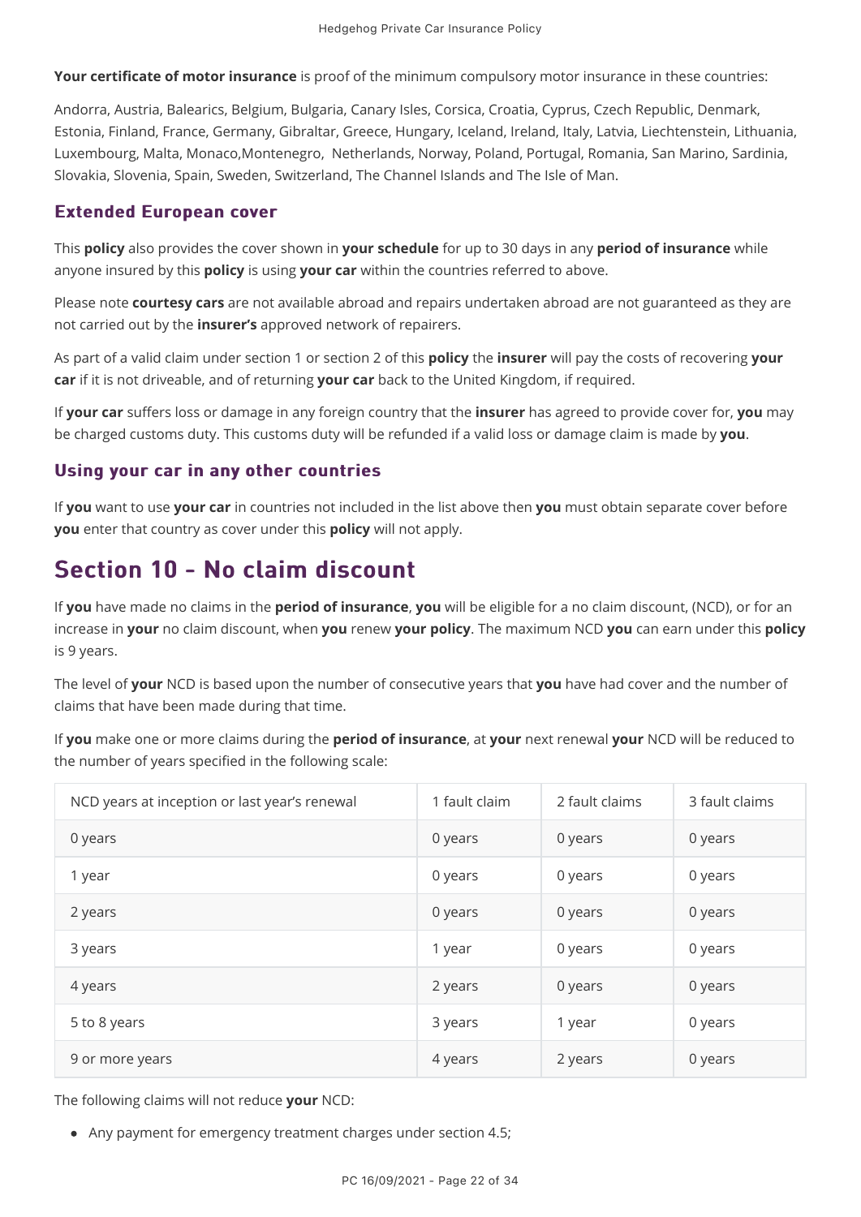**Your certificate of motor insurance** is proof of the minimum compulsory motor insurance in these countries:

Andorra, Austria, Balearics, Belgium, Bulgaria, Canary Isles, Corsica, Croatia, Cyprus, Czech Republic, Denmark, Estonia, Finland, France, Germany, Gibraltar, Greece, Hungary, Iceland, Ireland, Italy, Latvia, Liechtenstein, Lithuania, Luxembourg, Malta, Monaco,Montenegro, Netherlands, Norway, Poland, Portugal, Romania, San Marino, Sardinia, Slovakia, Slovenia, Spain, Sweden, Switzerland, The Channel Islands and The Isle of Man.

### Extended European cover

This **policy** also provides the cover shown in **your schedule** for up to 30 days in any **period of insurance** while anyone insured by this **policy** is using **your car** within the countries referred to above.

Please note **courtesy cars** are not available abroad and repairs undertaken abroad are not guaranteed as they are not carried out by the **insurer's** approved network of repairers.

As part of a valid claim under section 1 or section 2 of this **policy** the **insurer** will pay the costs of recovering **your car** if it is not driveable, and of returning **your car** back to the United Kingdom, if required.

If **your car** suffers loss or damage in any foreign country that the **insurer** has agreed to provide cover for, **you** may be charged customs duty. This customs duty will be refunded if a valid loss or damage claim is made by **you**.

### Using your car in any other countries

If **you** want to use **your car** in countries not included in the list above then **you** must obtain separate cover before **you** enter that country as cover under this **policy** will not apply.

## Section 10 - No claim discount

If **you** have made no claims in the **period of insurance**, **you** will be eligible for a no claim discount, (NCD), or for an increase in **your** no claim discount, when **you** renew **your policy**. The maximum NCD **you** can earn under this **policy** is 9 years.

The level of **your** NCD is based upon the number of consecutive years that **you** have had cover and the number of claims that have been made during that time.

If **you** make one or more claims during the **period of insurance**, at **your** next renewal **your** NCD will be reduced to the number of years specified in the following scale:

| NCD years at inception or last year's renewal | 1 fault claim | 2 fault claims | 3 fault claims |
|---|---|---|---|
| 0 years | 0 years | 0 years | 0 years |
| 1 year | 0 years | 0 years | 0 years |
| 2 years | 0 years | 0 years | 0 years |
| 3 years | 1 year | 0 years | 0 years |
| 4 years | 2 years | 0 years | 0 years |
| 5 to 8 years | 3 years | 1 year | 0 years |
| 9 or more years | 4 years | 2 years | 0 years |

The following claims will not reduce **your** NCD:

- Any payment for emergency treatment charges under section 4.5;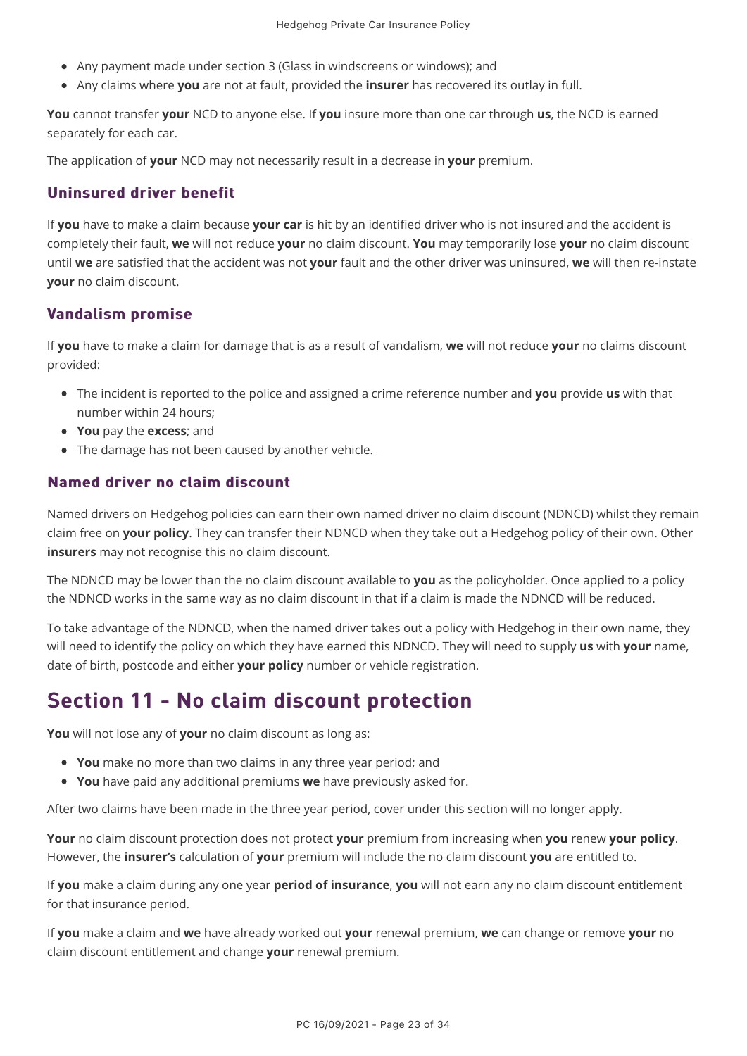- Any payment made under section 3 (Glass in windscreens or windows); and
- Any claims where **you** are not at fault, provided the **insurer** has recovered its outlay in full.

**You** cannot transfer **your** NCD to anyone else. If **you** insure more than one car through **us**, the NCD is earned separately for each car.

The application of **your** NCD may not necessarily result in a decrease in **your** premium.

### Uninsured driver benefit

If **you** have to make a claim because **your car** is hit by an identified driver who is not insured and the accident is completely their fault, **we** will not reduce **your** no claim discount. **You** may temporarily lose **your** no claim discount until **we** are satisfied that the accident was not **your** fault and the other driver was uninsured, **we** will then re-instate **your** no claim discount.

### Vandalism promise

If **you** have to make a claim for damage that is as a result of vandalism, **we** will not reduce **your** no claims discount provided:

- The incident is reported to the police and assigned a crime reference number and **you** provide **us** with that number within 24 hours;
- **You** pay the **excess**; and
- The damage has not been caused by another vehicle.

### Named driver no claim discount

Named drivers on Hedgehog policies can earn their own named driver no claim discount (NDNCD) whilst they remain claim free on **your policy**. They can transfer their NDNCD when they take out a Hedgehog policy of their own. Other **insurers** may not recognise this no claim discount.

The NDNCD may be lower than the no claim discount available to **you** as the policyholder. Once applied to a policy the NDNCD works in the same way as no claim discount in that if a claim is made the NDNCD will be reduced.

To take advantage of the NDNCD, when the named driver takes out a policy with Hedgehog in their own name, they will need to identify the policy on which they have earned this NDNCD. They will need to supply **us** with **your** name, date of birth, postcode and either **your policy** number or vehicle registration.

## Section 11 - No claim discount protection

**You** will not lose any of **your** no claim discount as long as:

- **You** make no more than two claims in any three year period; and
- **You** have paid any additional premiums **we** have previously asked for.

After two claims have been made in the three year period, cover under this section will no longer apply.

**Your** no claim discount protection does not protect **your** premium from increasing when **you** renew **your policy**. However, the **insurer's** calculation of **your** premium will include the no claim discount **you** are entitled to.

If **you** make a claim during any one year **period of insurance**, **you** will not earn any no claim discount entitlement for that insurance period.

If **you** make a claim and **we** have already worked out **your** renewal premium, **we** can change or remove **your** no claim discount entitlement and change **your** renewal premium.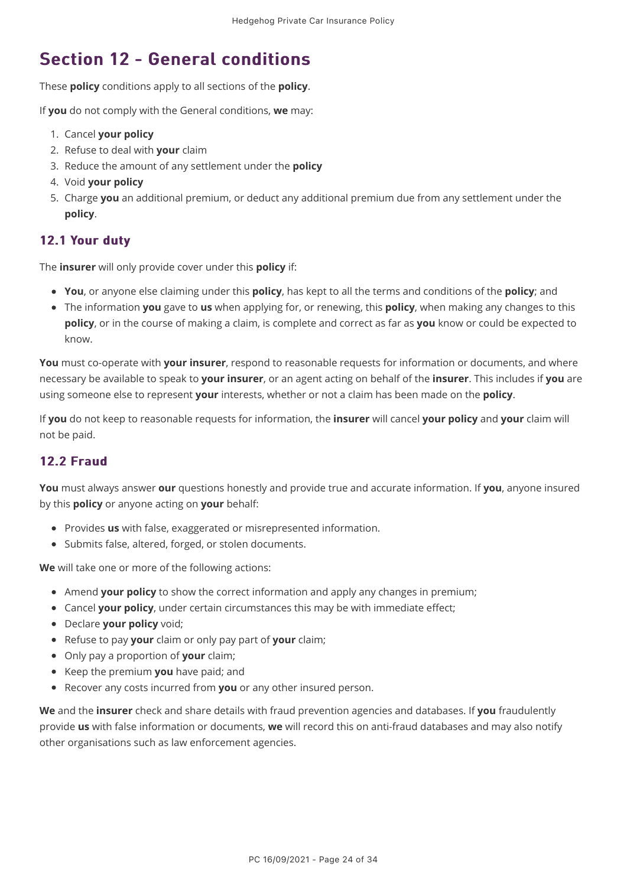# Section 12 - General conditions

These **policy** conditions apply to all sections of the **policy**.

If **you** do not comply with the General conditions, **we** may:

1. Cancel **your policy**
2. Refuse to deal with **your** claim
3. Reduce the amount of any settlement under the **policy**
4. Void **your policy**
5. Charge **you** an additional premium, or deduct any additional premium due from any settlement under the **policy**.

## 12.1 Your duty

The **insurer** will only provide cover under this **policy** if:

- **You**, or anyone else claiming under this **policy**, has kept to all the terms and conditions of the **policy**; and
- The information **you** gave to **us** when applying for, or renewing, this **policy**, when making any changes to this **policy**, or in the course of making a claim, is complete and correct as far as **you** know or could be expected to know.

**You** must co-operate with **your insurer**, respond to reasonable requests for information or documents, and where necessary be available to speak to **your insurer**, or an agent acting on behalf of the **insurer**. This includes if **you** are using someone else to represent **your** interests, whether or not a claim has been made on the **policy**.

If **you** do not keep to reasonable requests for information, the **insurer** will cancel **your policy** and **your** claim will not be paid.

## 12.2 Fraud

**You** must always answer **our** questions honestly and provide true and accurate information. If **you**, anyone insured by this **policy** or anyone acting on **your** behalf:

- Provides **us** with false, exaggerated or misrepresented information.
- Submits false, altered, forged, or stolen documents.

**We** will take one or more of the following actions:

- Amend **your policy** to show the correct information and apply any changes in premium;
- Cancel **your policy**, under certain circumstances this may be with immediate effect;
- Declare **your policy** void;
- Refuse to pay **your** claim or only pay part of **your** claim;
- Only pay a proportion of **your** claim;
- Keep the premium **you** have paid; and
- Recover any costs incurred from **you** or any other insured person.

**We** and the **insurer** check and share details with fraud prevention agencies and databases. If **you** fraudulently provide **us** with false information or documents, **we** will record this on anti-fraud databases and may also notify other organisations such as law enforcement agencies.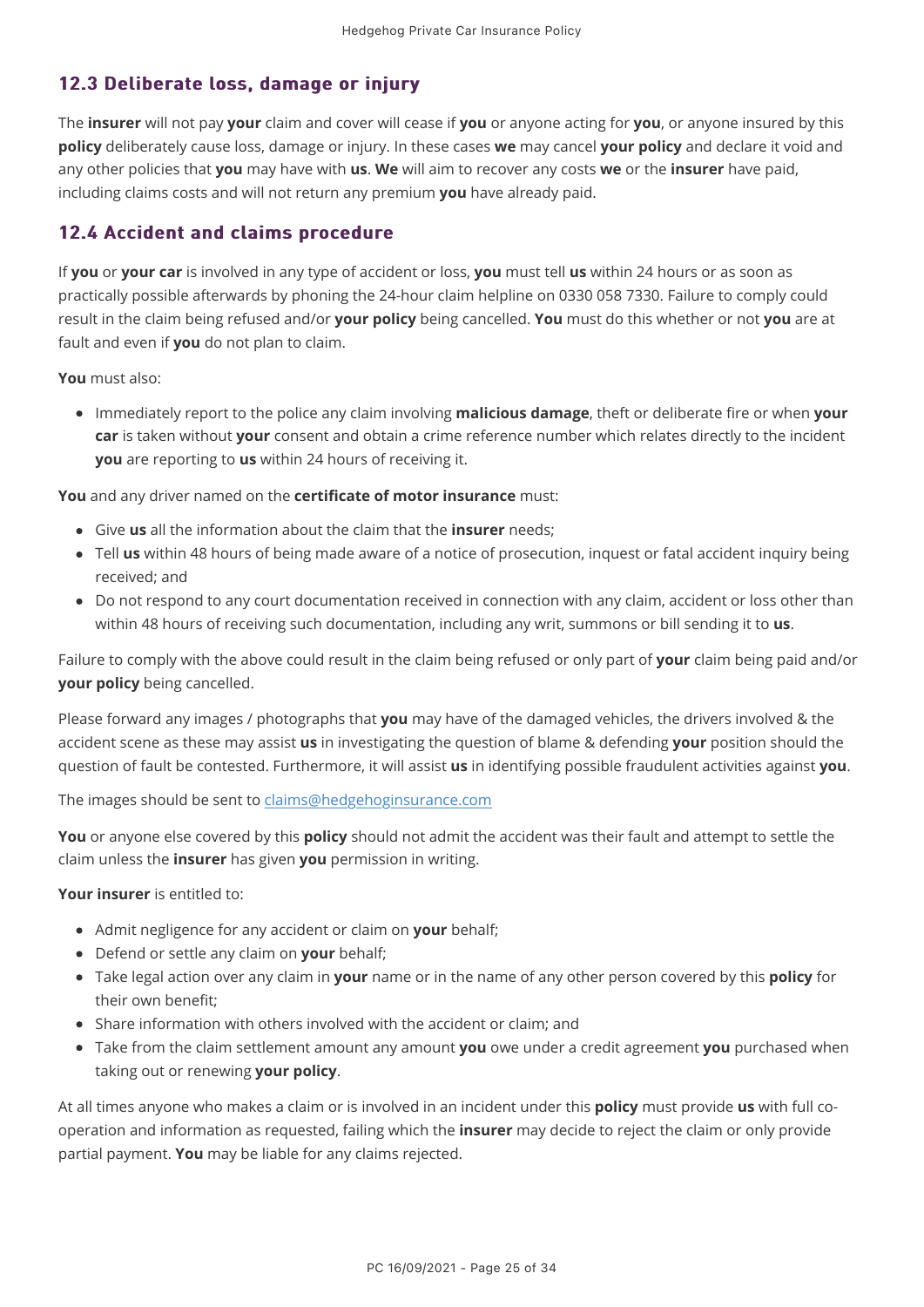## 12.3 Deliberate loss, damage or injury

The **insurer** will not pay **your** claim and cover will cease if **you** or anyone acting for **you**, or anyone insured by this **policy** deliberately cause loss, damage or injury. In these cases **we** may cancel **your policy** and declare it void and any other policies that **you** may have with **us**. **We** will aim to recover any costs **we** or the **insurer** have paid, including claims costs and will not return any premium **you** have already paid.

## 12.4 Accident and claims procedure

If **you** or **your car** is involved in any type of accident or loss, **you** must tell **us** within 24 hours or as soon as practically possible afterwards by phoning the 24-hour claim helpline on 0330 058 7330. Failure to comply could result in the claim being refused and/or **your policy** being cancelled. **You** must do this whether or not **you** are at fault and even if **you** do not plan to claim.

**You** must also:

- Immediately report to the police any claim involving **malicious damage**, theft or deliberate fire or when **your car** is taken without **your** consent and obtain a crime reference number which relates directly to the incident **you** are reporting to **us** within 24 hours of receiving it.

**You** and any driver named on the **certificate of motor insurance** must:

- Give **us** all the information about the claim that the **insurer** needs;
- Tell **us** within 48 hours of being made aware of a notice of prosecution, inquest or fatal accident inquiry being received; and
- Do not respond to any court documentation received in connection with any claim, accident or loss other than within 48 hours of receiving such documentation, including any writ, summons or bill sending it to **us**.

Failure to comply with the above could result in the claim being refused or only part of **your** claim being paid and/or **your policy** being cancelled.

Please forward any images / photographs that **you** may have of the damaged vehicles, the drivers involved & the accident scene as these may assist **us** in investigating the question of blame & defending **your** position should the question of fault be contested. Furthermore, it will assist **us** in identifying possible fraudulent activities against **you**.

The images should be sent to claims@hedgehoginsurance.com

**You** or anyone else covered by this **policy** should not admit the accident was their fault and attempt to settle the claim unless the **insurer** has given **you** permission in writing.

**Your insurer** is entitled to:

- Admit negligence for any accident or claim on **your** behalf;
- Defend or settle any claim on **your** behalf;
- Take legal action over any claim in **your** name or in the name of any other person covered by this **policy** for their own benefit;
- Share information with others involved with the accident or claim; and
- Take from the claim settlement amount any amount **you** owe under a credit agreement **you** purchased when taking out or renewing **your policy**.

At all times anyone who makes a claim or is involved in an incident under this **policy** must provide **us** with full co-operation and information as requested, failing which the **insurer** may decide to reject the claim or only provide partial payment. **You** may be liable for any claims rejected.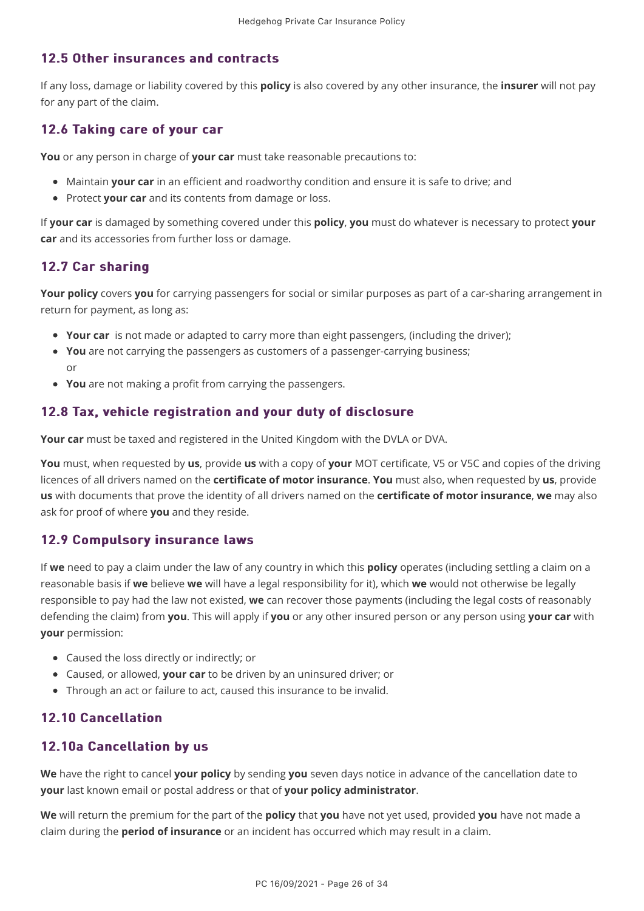## 12.5 Other insurances and contracts

If any loss, damage or liability covered by this **policy** is also covered by any other insurance, the **insurer** will not pay for any part of the claim.

## 12.6 Taking care of your car

**You** or any person in charge of **your car** must take reasonable precautions to:

- Maintain **your car** in an efficient and roadworthy condition and ensure it is safe to drive; and
- Protect **your car** and its contents from damage or loss.

If **your car** is damaged by something covered under this **policy**, **you** must do whatever is necessary to protect **your car** and its accessories from further loss or damage.

## 12.7 Car sharing

**Your policy** covers **you** for carrying passengers for social or similar purposes as part of a car-sharing arrangement in return for payment, as long as:

- **Your car** is not made or adapted to carry more than eight passengers, (including the driver);
- **You** are not carrying the passengers as customers of a passenger-carrying business; or
- **You** are not making a profit from carrying the passengers.

## 12.8 Tax, vehicle registration and your duty of disclosure

**Your car** must be taxed and registered in the United Kingdom with the DVLA or DVA.

**You** must, when requested by **us**, provide **us** with a copy of **your** MOT certificate, V5 or V5C and copies of the driving licences of all drivers named on the **certificate of motor insurance**. **You** must also, when requested by **us**, provide **us** with documents that prove the identity of all drivers named on the **certificate of motor insurance**, **we** may also ask for proof of where **you** and they reside.

## 12.9 Compulsory insurance laws

If **we** need to pay a claim under the law of any country in which this **policy** operates (including settling a claim on a reasonable basis if **we** believe **we** will have a legal responsibility for it), which **we** would not otherwise be legally responsible to pay had the law not existed, **we** can recover those payments (including the legal costs of reasonably defending the claim) from **you**. This will apply if **you** or any other insured person or any person using **your car** with **your** permission:

- Caused the loss directly or indirectly; or
- Caused, or allowed, **your car** to be driven by an uninsured driver; or
- Through an act or failure to act, caused this insurance to be invalid.

## 12.10 Cancellation

## 12.10a Cancellation by us

**We** have the right to cancel **your policy** by sending **you** seven days notice in advance of the cancellation date to **your** last known email or postal address or that of **your policy administrator**.

**We** will return the premium for the part of the **policy** that **you** have not yet used, provided **you** have not made a claim during the **period of insurance** or an incident has occurred which may result in a claim.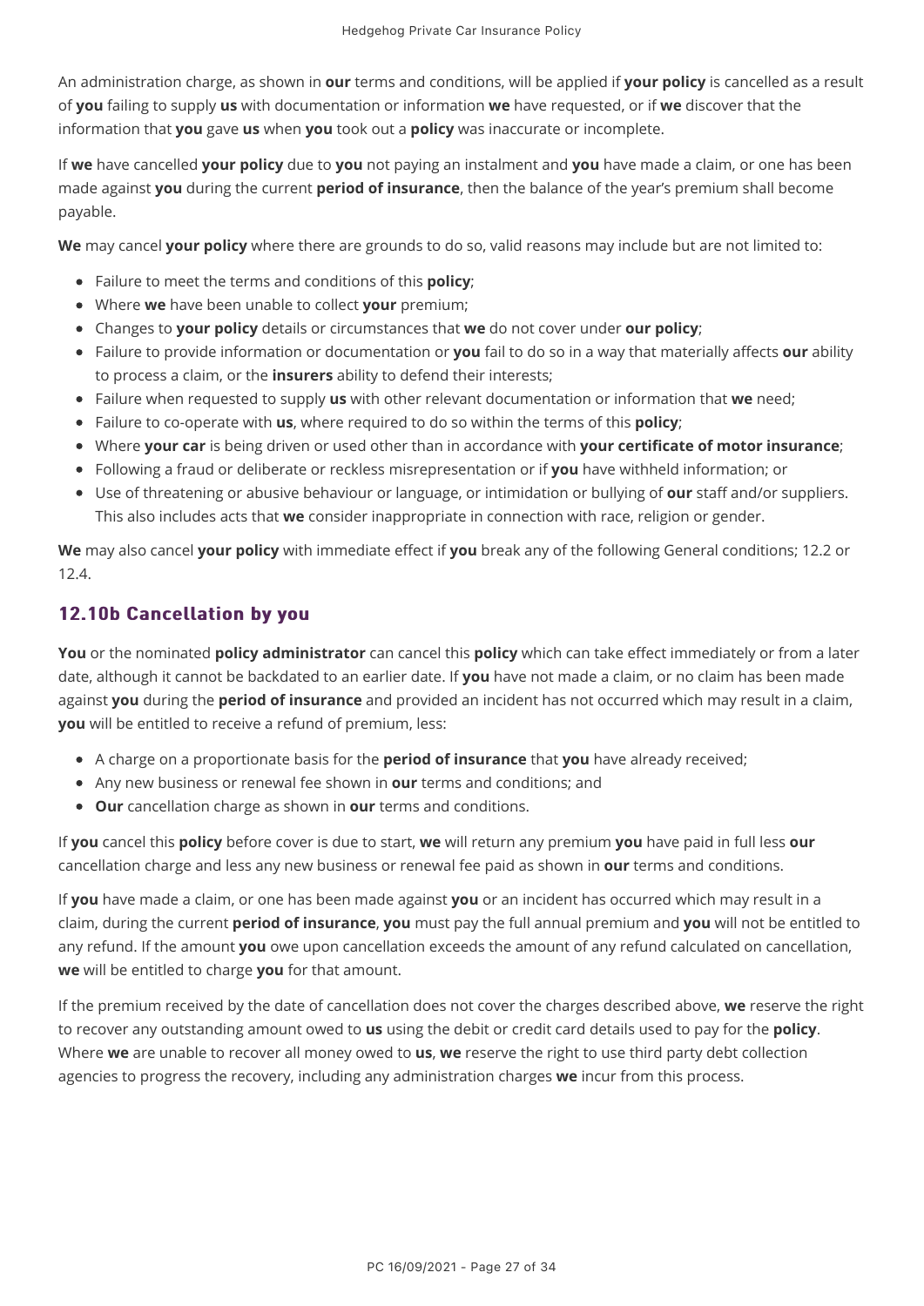An administration charge, as shown in **our** terms and conditions, will be applied if **your policy** is cancelled as a result of **you** failing to supply **us** with documentation or information **we** have requested, or if **we** discover that the information that **you** gave **us** when **you** took out a **policy** was inaccurate or incomplete.

If **we** have cancelled **your policy** due to **you** not paying an instalment and **you** have made a claim, or one has been made against **you** during the current **period of insurance**, then the balance of the year's premium shall become payable.

**We** may cancel **your policy** where there are grounds to do so, valid reasons may include but are not limited to:

- Failure to meet the terms and conditions of this **policy**;
- Where **we** have been unable to collect **your** premium;
- Changes to **your policy** details or circumstances that **we** do not cover under **our policy**;
- Failure to provide information or documentation or **you** fail to do so in a way that materially affects **our** ability to process a claim, or the **insurers** ability to defend their interests;
- Failure when requested to supply **us** with other relevant documentation or information that **we** need;
- Failure to co-operate with **us**, where required to do so within the terms of this **policy**;
- Where **your car** is being driven or used other than in accordance with **your certificate of motor insurance**;
- Following a fraud or deliberate or reckless misrepresentation or if **you** have withheld information; or
- Use of threatening or abusive behaviour or language, or intimidation or bullying of **our** staff and/or suppliers. This also includes acts that **we** consider inappropriate in connection with race, religion or gender.

**We** may also cancel **your policy** with immediate effect if **you** break any of the following General conditions; 12.2 or 12.4.

## 12.10b Cancellation by you

**You** or the nominated **policy administrator** can cancel this **policy** which can take effect immediately or from a later date, although it cannot be backdated to an earlier date. If **you** have not made a claim, or no claim has been made against **you** during the **period of insurance** and provided an incident has not occurred which may result in a claim, **you** will be entitled to receive a refund of premium, less:

- A charge on a proportionate basis for the **period of insurance** that **you** have already received;
- Any new business or renewal fee shown in **our** terms and conditions; and
- **Our** cancellation charge as shown in **our** terms and conditions.

If **you** cancel this **policy** before cover is due to start, **we** will return any premium **you** have paid in full less **our** cancellation charge and less any new business or renewal fee paid as shown in **our** terms and conditions.

If **you** have made a claim, or one has been made against **you** or an incident has occurred which may result in a claim, during the current **period of insurance**, **you** must pay the full annual premium and **you** will not be entitled to any refund. If the amount **you** owe upon cancellation exceeds the amount of any refund calculated on cancellation, **we** will be entitled to charge **you** for that amount.

If the premium received by the date of cancellation does not cover the charges described above, **we** reserve the right to recover any outstanding amount owed to **us** using the debit or credit card details used to pay for the **policy**. Where **we** are unable to recover all money owed to **us**, **we** reserve the right to use third party debt collection agencies to progress the recovery, including any administration charges **we** incur from this process.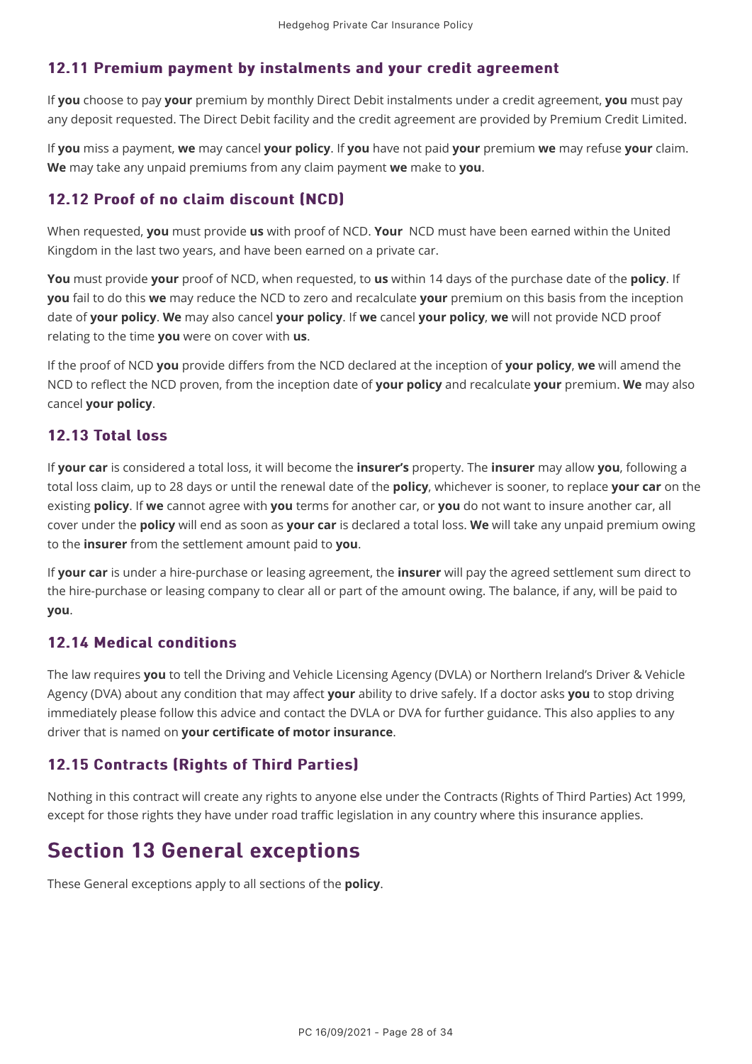### 12.11 Premium payment by instalments and your credit agreement

If **you** choose to pay **your** premium by monthly Direct Debit instalments under a credit agreement, **you** must pay any deposit requested. The Direct Debit facility and the credit agreement are provided by Premium Credit Limited.

If **you** miss a payment, **we** may cancel **your policy**. If **you** have not paid **your** premium **we** may refuse **your** claim. **We** may take any unpaid premiums from any claim payment **we** make to **you**.

### 12.12 Proof of no claim discount (NCD)

When requested, **you** must provide **us** with proof of NCD. **Your** NCD must have been earned within the United Kingdom in the last two years, and have been earned on a private car.

**You** must provide **your** proof of NCD, when requested, to **us** within 14 days of the purchase date of the **policy**. If **you** fail to do this **we** may reduce the NCD to zero and recalculate **your** premium on this basis from the inception date of **your policy**. **We** may also cancel **your policy**. If **we** cancel **your policy**, **we** will not provide NCD proof relating to the time **you** were on cover with **us**.

If the proof of NCD **you** provide differs from the NCD declared at the inception of **your policy**, **we** will amend the NCD to reflect the NCD proven, from the inception date of **your policy** and recalculate **your** premium. **We** may also cancel **your policy**.

### 12.13 Total loss

If **your car** is considered a total loss, it will become the **insurer's** property. The **insurer** may allow **you**, following a total loss claim, up to 28 days or until the renewal date of the **policy**, whichever is sooner, to replace **your car** on the existing **policy**. If **we** cannot agree with **you** terms for another car, or **you** do not want to insure another car, all cover under the **policy** will end as soon as **your car** is declared a total loss. **We** will take any unpaid premium owing to the **insurer** from the settlement amount paid to **you**.

If **your car** is under a hire-purchase or leasing agreement, the **insurer** will pay the agreed settlement sum direct to the hire-purchase or leasing company to clear all or part of the amount owing. The balance, if any, will be paid to **you**.

### 12.14 Medical conditions

The law requires **you** to tell the Driving and Vehicle Licensing Agency (DVLA) or Northern Ireland's Driver & Vehicle Agency (DVA) about any condition that may affect **your** ability to drive safely. If a doctor asks **you** to stop driving immediately please follow this advice and contact the DVLA or DVA for further guidance. This also applies to any driver that is named on **your certificate of motor insurance**.

### 12.15 Contracts (Rights of Third Parties)

Nothing in this contract will create any rights to anyone else under the Contracts (Rights of Third Parties) Act 1999, except for those rights they have under road traffic legislation in any country where this insurance applies.

## Section 13 General exceptions

These General exceptions apply to all sections of the **policy**.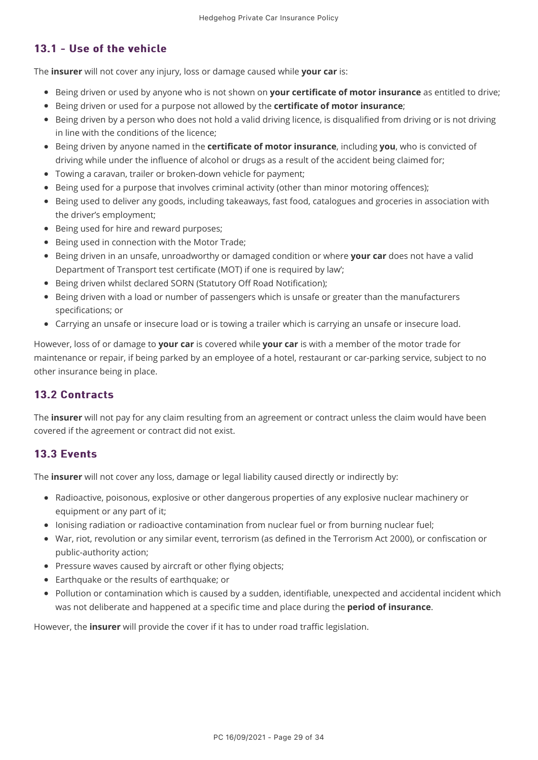## 13.1 - Use of the vehicle

The **insurer** will not cover any injury, loss or damage caused while **your car** is:

- Being driven or used by anyone who is not shown on **your certificate of motor insurance** as entitled to drive;
- Being driven or used for a purpose not allowed by the **certificate of motor insurance**;
- Being driven by a person who does not hold a valid driving licence, is disqualified from driving or is not driving in line with the conditions of the licence;
- Being driven by anyone named in the **certificate of motor insurance**, including **you**, who is convicted of driving while under the influence of alcohol or drugs as a result of the accident being claimed for;
- Towing a caravan, trailer or broken-down vehicle for payment;
- Being used for a purpose that involves criminal activity (other than minor motoring offences);
- Being used to deliver any goods, including takeaways, fast food, catalogues and groceries in association with the driver's employment;
- Being used for hire and reward purposes;
- Being used in connection with the Motor Trade;
- Being driven in an unsafe, unroadworthy or damaged condition or where **your car** does not have a valid Department of Transport test certificate (MOT) if one is required by law';
- Being driven whilst declared SORN (Statutory Off Road Notification);
- Being driven with a load or number of passengers which is unsafe or greater than the manufacturers specifications; or
- Carrying an unsafe or insecure load or is towing a trailer which is carrying an unsafe or insecure load.

However, loss of or damage to **your car** is covered while **your car** is with a member of the motor trade for maintenance or repair, if being parked by an employee of a hotel, restaurant or car-parking service, subject to no other insurance being in place.

## 13.2 Contracts

The **insurer** will not pay for any claim resulting from an agreement or contract unless the claim would have been covered if the agreement or contract did not exist.

## 13.3 Events

The **insurer** will not cover any loss, damage or legal liability caused directly or indirectly by:

- Radioactive, poisonous, explosive or other dangerous properties of any explosive nuclear machinery or equipment or any part of it;
- Ionising radiation or radioactive contamination from nuclear fuel or from burning nuclear fuel;
- War, riot, revolution or any similar event, terrorism (as defined in the Terrorism Act 2000), or confiscation or public-authority action;
- Pressure waves caused by aircraft or other flying objects;
- Earthquake or the results of earthquake; or
- Pollution or contamination which is caused by a sudden, identifiable, unexpected and accidental incident which was not deliberate and happened at a specific time and place during the **period of insurance**.

However, the **insurer** will provide the cover if it has to under road traffic legislation.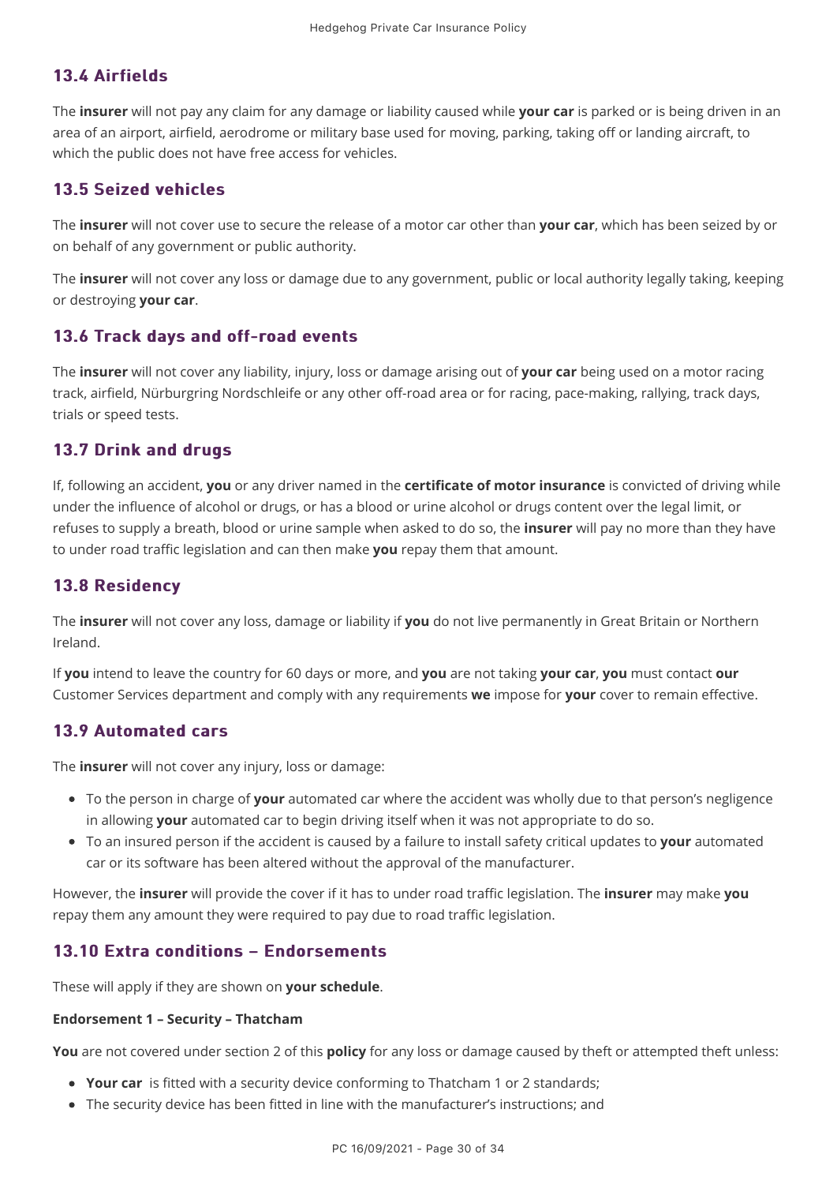## 13.4 Airfields

The **insurer** will not pay any claim for any damage or liability caused while **your car** is parked or is being driven in an area of an airport, airfield, aerodrome or military base used for moving, parking, taking off or landing aircraft, to which the public does not have free access for vehicles.

## 13.5 Seized vehicles

The **insurer** will not cover use to secure the release of a motor car other than **your car**, which has been seized by or on behalf of any government or public authority.

The **insurer** will not cover any loss or damage due to any government, public or local authority legally taking, keeping or destroying **your car**.

## 13.6 Track days and off-road events

The **insurer** will not cover any liability, injury, loss or damage arising out of **your car** being used on a motor racing track, airfield, Nürburgring Nordschleife or any other off-road area or for racing, pace-making, rallying, track days, trials or speed tests.

## 13.7 Drink and drugs

If, following an accident, **you** or any driver named in the **certificate of motor insurance** is convicted of driving while under the influence of alcohol or drugs, or has a blood or urine alcohol or drugs content over the legal limit, or refuses to supply a breath, blood or urine sample when asked to do so, the **insurer** will pay no more than they have to under road traffic legislation and can then make **you** repay them that amount.

## 13.8 Residency

The **insurer** will not cover any loss, damage or liability if **you** do not live permanently in Great Britain or Northern Ireland.

If **you** intend to leave the country for 60 days or more, and **you** are not taking **your car**, **you** must contact **our** Customer Services department and comply with any requirements **we** impose for **your** cover to remain effective.

## 13.9 Automated cars

The **insurer** will not cover any injury, loss or damage:

- To the person in charge of **your** automated car where the accident was wholly due to that person's negligence in allowing **your** automated car to begin driving itself when it was not appropriate to do so.
- To an insured person if the accident is caused by a failure to install safety critical updates to **your** automated car or its software has been altered without the approval of the manufacturer.

However, the **insurer** will provide the cover if it has to under road traffic legislation. The **insurer** may make **you** repay them any amount they were required to pay due to road traffic legislation.

## 13.10 Extra conditions – Endorsements

These will apply if they are shown on **your schedule**.

**Endorsement 1 – Security – Thatcham**

**You** are not covered under section 2 of this **policy** for any loss or damage caused by theft or attempted theft unless:

- **Your car** is fitted with a security device conforming to Thatcham 1 or 2 standards;
- The security device has been fitted in line with the manufacturer's instructions; and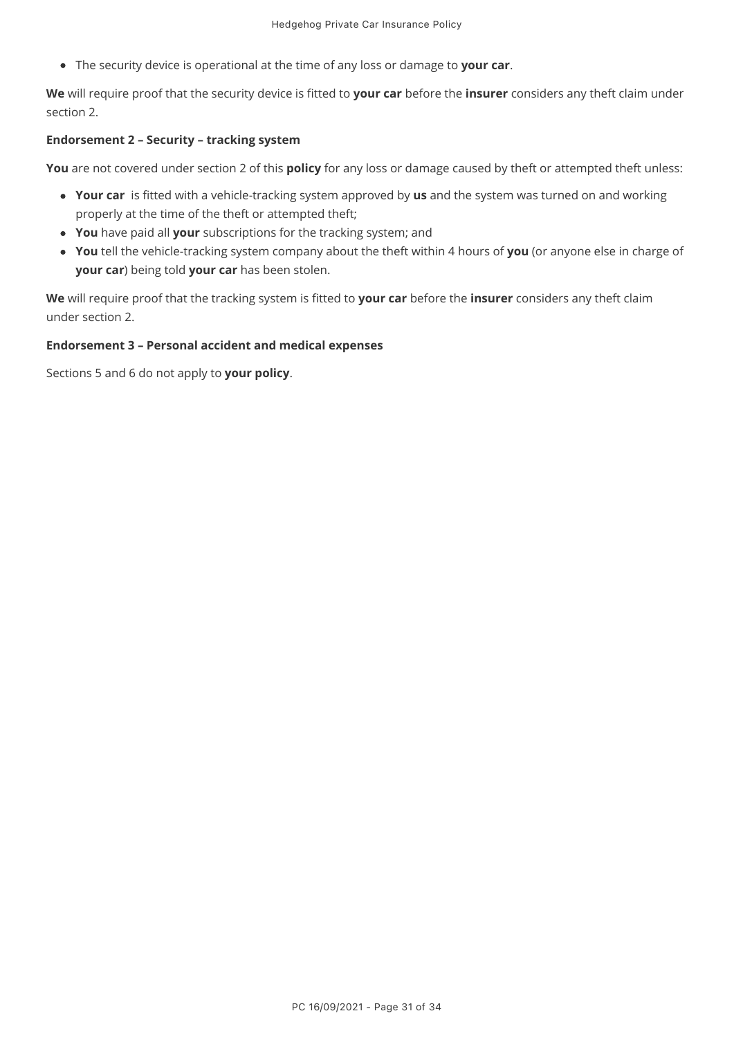- The security device is operational at the time of any loss or damage to **your car**.

**We** will require proof that the security device is fitted to **your car** before the **insurer** considers any theft claim under section 2.

**Endorsement 2 – Security – tracking system**

**You** are not covered under section 2 of this **policy** for any loss or damage caused by theft or attempted theft unless:

- **Your car** is fitted with a vehicle-tracking system approved by **us** and the system was turned on and working properly at the time of the theft or attempted theft;
- **You** have paid all **your** subscriptions for the tracking system; and
- **You** tell the vehicle-tracking system company about the theft within 4 hours of **you** (or anyone else in charge of **your car**) being told **your car** has been stolen.

**We** will require proof that the tracking system is fitted to **your car** before the **insurer** considers any theft claim under section 2.

**Endorsement 3 – Personal accident and medical expenses**

Sections 5 and 6 do not apply to **your policy**.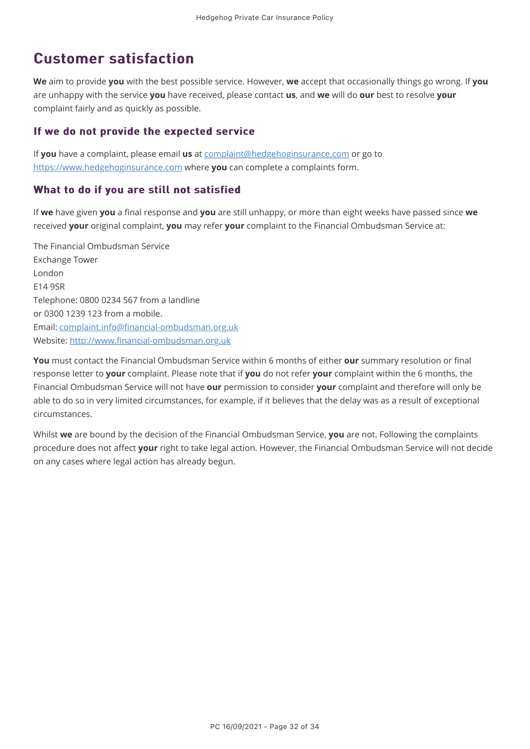# Customer satisfaction

**We** aim to provide **you** with the best possible service. However, **we** accept that occasionally things go wrong. If **you** are unhappy with the service **you** have received, please contact **us**, and **we** will do **our** best to resolve **your** complaint fairly and as quickly as possible.

## If we do not provide the expected service

If **you** have a complaint, please email **us** at complaint@hedgehoginsurance.com or go to https://www.hedgehoginsurance.com where **you** can complete a complaints form.

## What to do if you are still not satisfied

If **we** have given **you** a final response and **you** are still unhappy, or more than eight weeks have passed since **we** received **your** original complaint, **you** may refer **your** complaint to the Financial Ombudsman Service at:

The Financial Ombudsman Service
Exchange Tower
London
E14 9SR
Telephone: 0800 0234 567 from a landline
or 0300 1239 123 from a mobile.
Email: complaint.info@financial-ombudsman.org.uk
Website: http://www.financial-ombudsman.org.uk

**You** must contact the Financial Ombudsman Service within 6 months of either **our** summary resolution or final response letter to **your** complaint. Please note that if **you** do not refer **your** complaint within the 6 months, the Financial Ombudsman Service will not have **our** permission to consider **your** complaint and therefore will only be able to do so in very limited circumstances, for example, if it believes that the delay was as a result of exceptional circumstances.

Whilst **we** are bound by the decision of the Financial Ombudsman Service, **you** are not. Following the complaints procedure does not affect **your** right to take legal action. However, the Financial Ombudsman Service will not decide on any cases where legal action has already begun.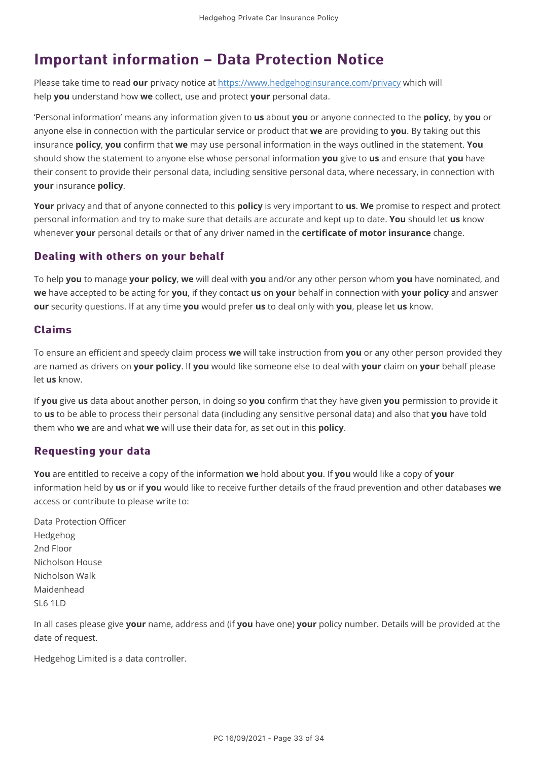# Important information – Data Protection Notice

Please take time to read **our** privacy notice at [https://www.hedgehoginsurance.com/privacy](https://www.hedgehoginsurance.com/privacy) which will help **you** understand how **we** collect, use and protect **your** personal data.

'Personal information' means any information given to **us** about **you** or anyone connected to the **policy**, by **you** or anyone else in connection with the particular service or product that **we** are providing to **you**. By taking out this insurance **policy**, **you** confirm that **we** may use personal information in the ways outlined in the statement. **You** should show the statement to anyone else whose personal information **you** give to **us** and ensure that **you** have their consent to provide their personal data, including sensitive personal data, where necessary, in connection with **your** insurance **policy**.

**Your** privacy and that of anyone connected to this **policy** is very important to **us**. **We** promise to respect and protect personal information and try to make sure that details are accurate and kept up to date. **You** should let **us** know whenever **your** personal details or that of any driver named in the **certificate of motor insurance** change.

## Dealing with others on your behalf

To help **you** to manage **your policy**, **we** will deal with **you** and/or any other person whom **you** have nominated, and **we** have accepted to be acting for **you**, if they contact **us** on **your** behalf in connection with **your policy** and answer **our** security questions. If at any time **you** would prefer **us** to deal only with **you**, please let **us** know.

## Claims

To ensure an efficient and speedy claim process **we** will take instruction from **you** or any other person provided they are named as drivers on **your policy**. If **you** would like someone else to deal with **your** claim on **your** behalf please let **us** know.

If **you** give **us** data about another person, in doing so **you** confirm that they have given **you** permission to provide it to **us** to be able to process their personal data (including any sensitive personal data) and also that **you** have told them who **we** are and what **we** will use their data for, as set out in this **policy**.

## Requesting your data

**You** are entitled to receive a copy of the information **we** hold about **you**. If **you** would like a copy of **your** information held by **us** or if **you** would like to receive further details of the fraud prevention and other databases **we** access or contribute to please write to:

Data Protection Officer
Hedgehog
2nd Floor
Nicholson House
Nicholson Walk
Maidenhead
SL6 1LD

In all cases please give **your** name, address and (if **you** have one) **your** policy number. Details will be provided at the date of request.

Hedgehog Limited is a data controller.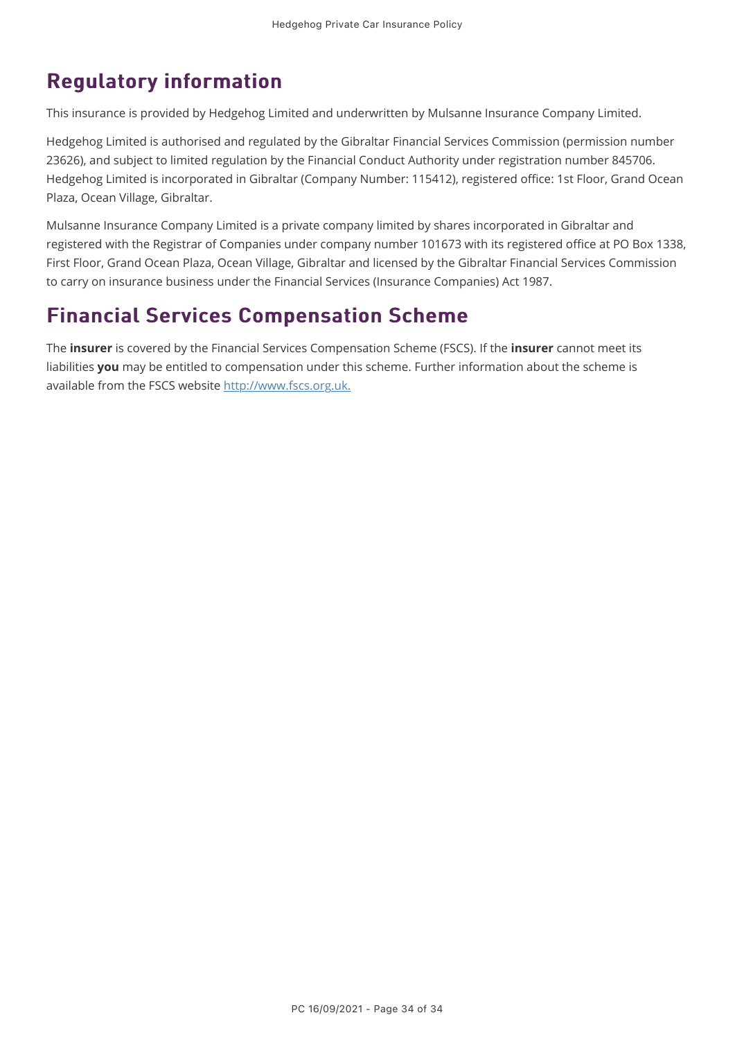## Regulatory information

This insurance is provided by Hedgehog Limited and underwritten by Mulsanne Insurance Company Limited.

Hedgehog Limited is authorised and regulated by the Gibraltar Financial Services Commission (permission number 23626), and subject to limited regulation by the Financial Conduct Authority under registration number 845706. Hedgehog Limited is incorporated in Gibraltar (Company Number: 115412), registered office: 1st Floor, Grand Ocean Plaza, Ocean Village, Gibraltar.

Mulsanne Insurance Company Limited is a private company limited by shares incorporated in Gibraltar and registered with the Registrar of Companies under company number 101673 with its registered office at PO Box 1338, First Floor, Grand Ocean Plaza, Ocean Village, Gibraltar and licensed by the Gibraltar Financial Services Commission to carry on insurance business under the Financial Services (Insurance Companies) Act 1987.

## Financial Services Compensation Scheme

The **insurer** is covered by the Financial Services Compensation Scheme (FSCS). If the **insurer** cannot meet its liabilities **you** may be entitled to compensation under this scheme. Further information about the scheme is available from the FSCS website [http://www.fscs.org.uk.](http://www.fscs.org.uk)